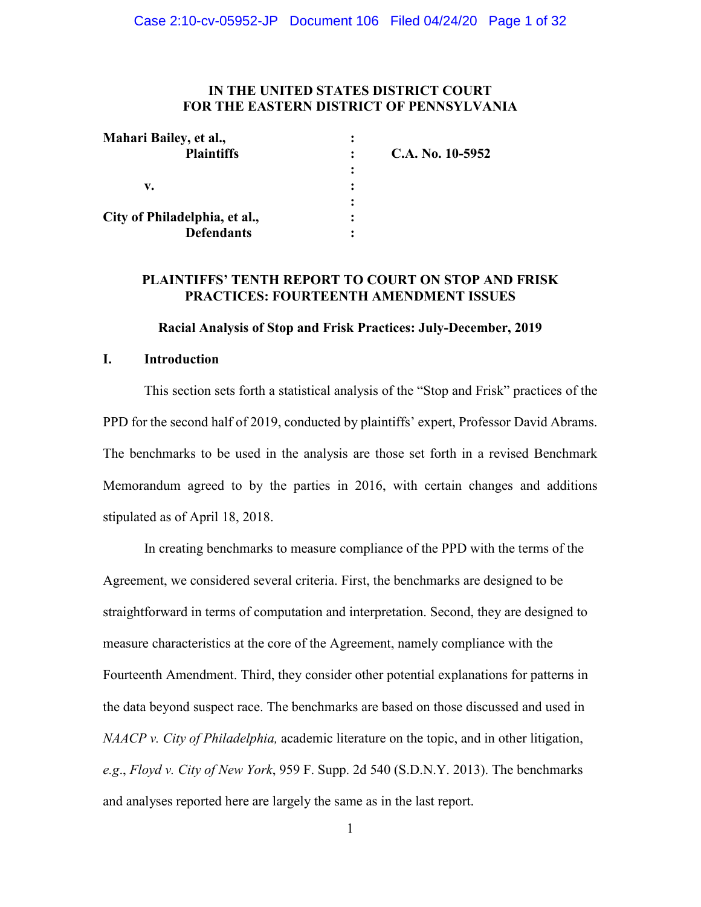**IN THE UNITED STATES DISTRICT COURT**
**FOR THE EASTERN DISTRICT OF PENNSYLVANIA**

| | | |
|---|---|---|
| **Mahari Bailey, et al.,** | : | |
| **Plaintiffs** | : | **C.A. No. 10-5952** |
| | : | |
| **v.** | : | |
| | : | |
| **City of Philadelphia, et al.,** | : | |
| **Defendants** | : | |

**PLAINTIFFS' TENTH REPORT TO COURT ON STOP AND FRISK PRACTICES: FOURTEENTH AMENDMENT ISSUES**

**Racial Analysis of Stop and Frisk Practices: July-December, 2019**

## I. Introduction

This section sets forth a statistical analysis of the "Stop and Frisk" practices of the PPD for the second half of 2019, conducted by plaintiffs' expert, Professor David Abrams. The benchmarks to be used in the analysis are those set forth in a revised Benchmark Memorandum agreed to by the parties in 2016, with certain changes and additions stipulated as of April 18, 2018.

In creating benchmarks to measure compliance of the PPD with the terms of the Agreement, we considered several criteria. First, the benchmarks are designed to be straightforward in terms of computation and interpretation. Second, they are designed to measure characteristics at the core of the Agreement, namely compliance with the Fourteenth Amendment. Third, they consider other potential explanations for patterns in the data beyond suspect race. The benchmarks are based on those discussed and used in *NAACP v. City of Philadelphia,* academic literature on the topic, and in other litigation, *e.g.*, *Floyd v. City of New York*, 959 F. Supp. 2d 540 (S.D.N.Y. 2013). The benchmarks and analyses reported here are largely the same as in the last report.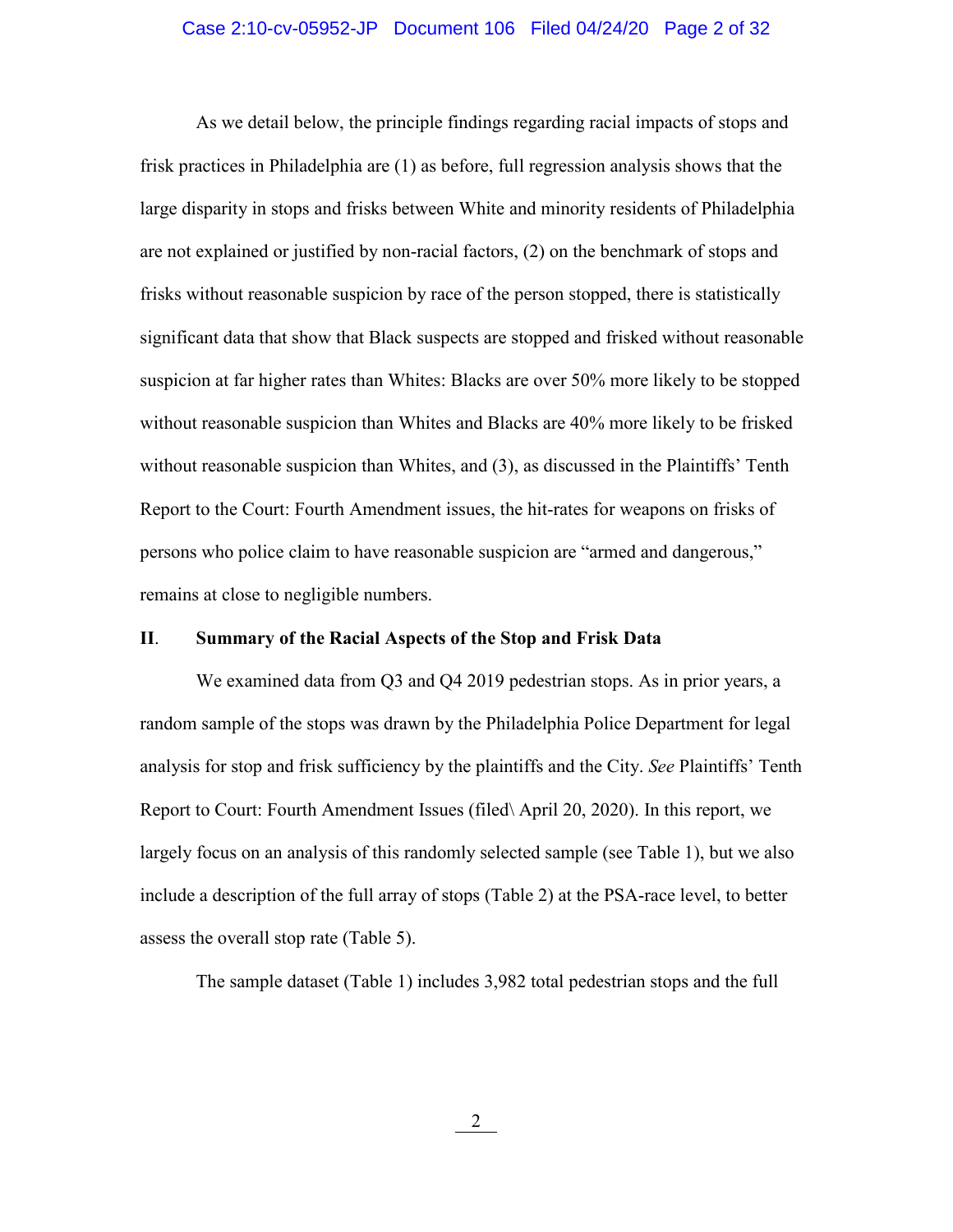As we detail below, the principle findings regarding racial impacts of stops and frisk practices in Philadelphia are (1) as before, full regression analysis shows that the large disparity in stops and frisks between White and minority residents of Philadelphia are not explained or justified by non-racial factors, (2) on the benchmark of stops and frisks without reasonable suspicion by race of the person stopped, there is statistically significant data that show that Black suspects are stopped and frisked without reasonable suspicion at far higher rates than Whites: Blacks are over 50% more likely to be stopped without reasonable suspicion than Whites and Blacks are 40% more likely to be frisked without reasonable suspicion than Whites, and (3), as discussed in the Plaintiffs' Tenth Report to the Court: Fourth Amendment issues, the hit-rates for weapons on frisks of persons who police claim to have reasonable suspicion are "armed and dangerous," remains at close to negligible numbers.

## II. Summary of the Racial Aspects of the Stop and Frisk Data

We examined data from Q3 and Q4 2019 pedestrian stops. As in prior years, a random sample of the stops was drawn by the Philadelphia Police Department for legal analysis for stop and frisk sufficiency by the plaintiffs and the City. *See* Plaintiffs' Tenth Report to Court: Fourth Amendment Issues (filed\ April 20, 2020). In this report, we largely focus on an analysis of this randomly selected sample (see Table 1), but we also include a description of the full array of stops (Table 2) at the PSA-race level, to better assess the overall stop rate (Table 5).

The sample dataset (Table 1) includes 3,982 total pedestrian stops and the full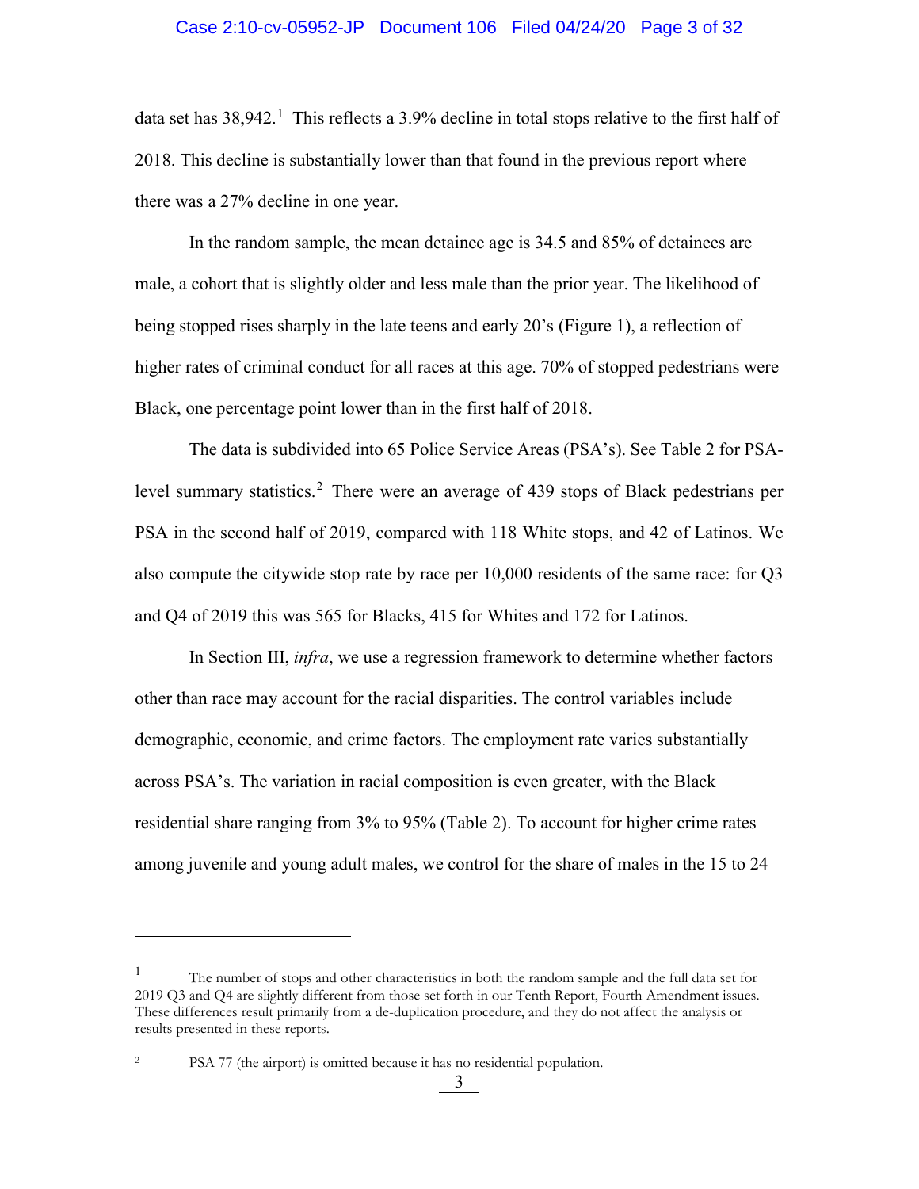data set has 38,942.[1] This reflects a 3.9% decline in total stops relative to the first half of 2018. This decline is substantially lower than that found in the previous report where there was a 27% decline in one year.

In the random sample, the mean detainee age is 34.5 and 85% of detainees are male, a cohort that is slightly older and less male than the prior year. The likelihood of being stopped rises sharply in the late teens and early 20's (Figure 1), a reflection of higher rates of criminal conduct for all races at this age. 70% of stopped pedestrians were Black, one percentage point lower than in the first half of 2018.

The data is subdivided into 65 Police Service Areas (PSA's). See Table 2 for PSA-level summary statistics.[2] There were an average of 439 stops of Black pedestrians per PSA in the second half of 2019, compared with 118 White stops, and 42 of Latinos. We also compute the citywide stop rate by race per 10,000 residents of the same race: for Q3 and Q4 of 2019 this was 565 for Blacks, 415 for Whites and 172 for Latinos.

In Section III, *infra*, we use a regression framework to determine whether factors other than race may account for the racial disparities. The control variables include demographic, economic, and crime factors. The employment rate varies substantially across PSA's. The variation in racial composition is even greater, with the Black residential share ranging from 3% to 95% (Table 2). To account for higher crime rates among juvenile and young adult males, we control for the share of males in the 15 to 24

---

[1] The number of stops and other characteristics in both the random sample and the full data set for 2019 Q3 and Q4 are slightly different from those set forth in our Tenth Report, Fourth Amendment issues. These differences result primarily from a de-duplication procedure, and they do not affect the analysis or results presented in these reports.

[2] PSA 77 (the airport) is omitted because it has no residential population.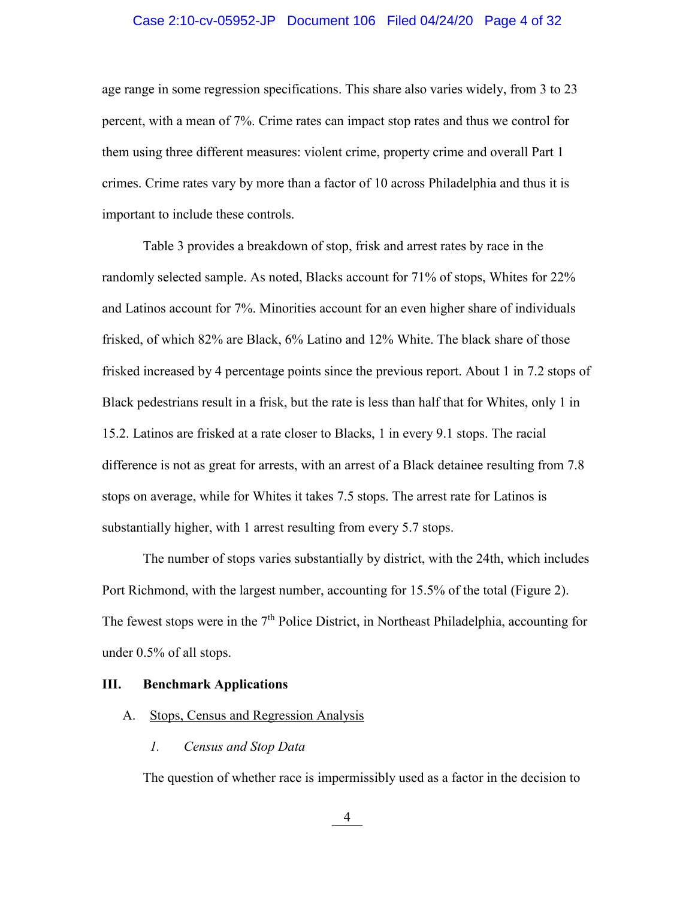age range in some regression specifications. This share also varies widely, from 3 to 23 percent, with a mean of 7%. Crime rates can impact stop rates and thus we control for them using three different measures: violent crime, property crime and overall Part 1 crimes. Crime rates vary by more than a factor of 10 across Philadelphia and thus it is important to include these controls.

Table 3 provides a breakdown of stop, frisk and arrest rates by race in the randomly selected sample. As noted, Blacks account for 71% of stops, Whites for 22% and Latinos account for 7%. Minorities account for an even higher share of individuals frisked, of which 82% are Black, 6% Latino and 12% White. The black share of those frisked increased by 4 percentage points since the previous report. About 1 in 7.2 stops of Black pedestrians result in a frisk, but the rate is less than half that for Whites, only 1 in 15.2. Latinos are frisked at a rate closer to Blacks, 1 in every 9.1 stops. The racial difference is not as great for arrests, with an arrest of a Black detainee resulting from 7.8 stops on average, while for Whites it takes 7.5 stops. The arrest rate for Latinos is substantially higher, with 1 arrest resulting from every 5.7 stops.

The number of stops varies substantially by district, with the 24th, which includes Port Richmond, with the largest number, accounting for 15.5% of the total (Figure 2). The fewest stops were in the 7th Police District, in Northeast Philadelphia, accounting for under 0.5% of all stops.

## III. Benchmark Applications

### A. Stops, Census and Regression Analysis

#### *1. Census and Stop Data*

The question of whether race is impermissibly used as a factor in the decision to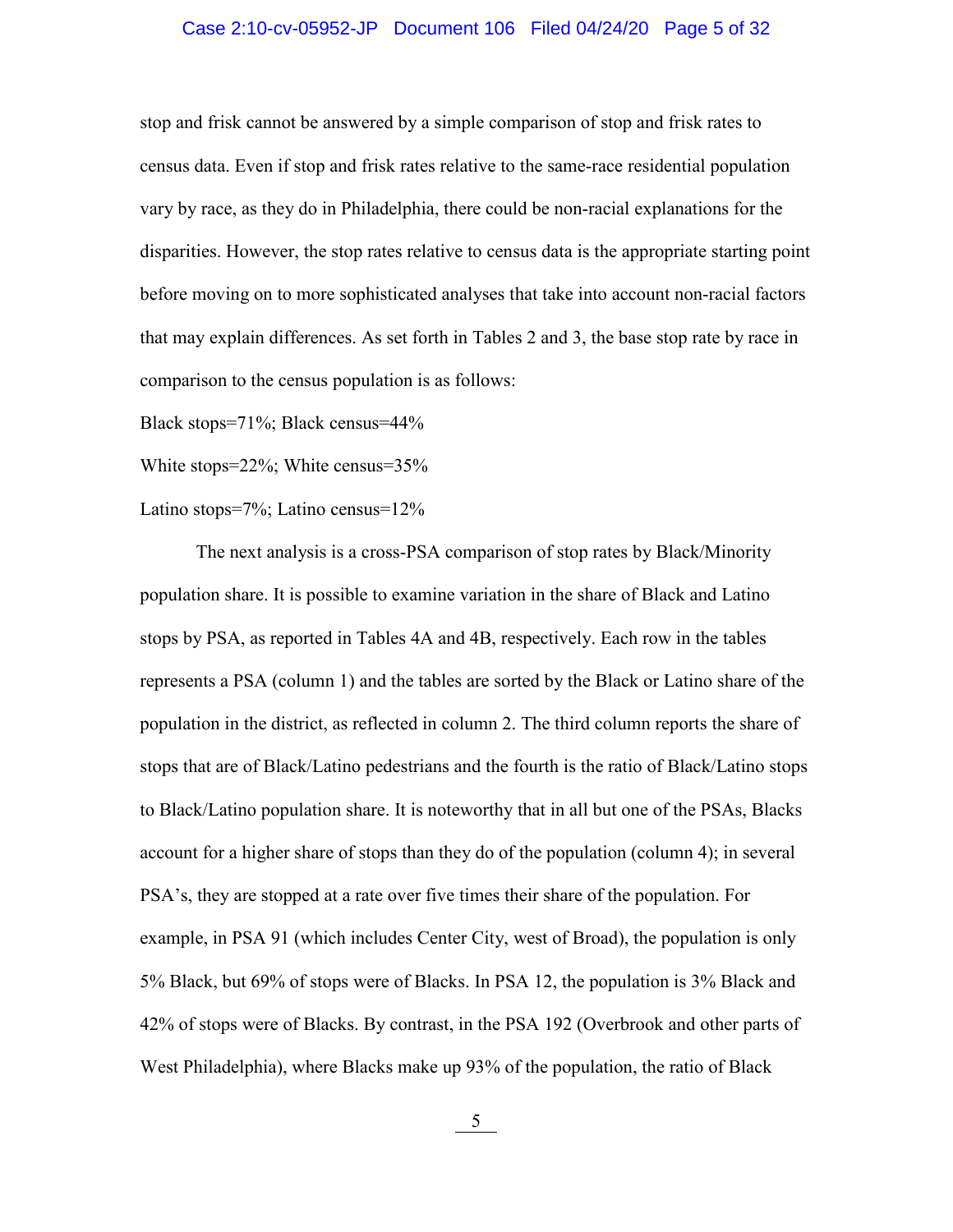stop and frisk cannot be answered by a simple comparison of stop and frisk rates to census data. Even if stop and frisk rates relative to the same-race residential population vary by race, as they do in Philadelphia, there could be non-racial explanations for the disparities. However, the stop rates relative to census data is the appropriate starting point before moving on to more sophisticated analyses that take into account non-racial factors that may explain differences. As set forth in Tables 2 and 3, the base stop rate by race in comparison to the census population is as follows:

Black stops=71%; Black census=44%

White stops=22%; White census=35%

Latino stops=7%; Latino census=12%

The next analysis is a cross-PSA comparison of stop rates by Black/Minority population share. It is possible to examine variation in the share of Black and Latino stops by PSA, as reported in Tables 4A and 4B, respectively. Each row in the tables represents a PSA (column 1) and the tables are sorted by the Black or Latino share of the population in the district, as reflected in column 2. The third column reports the share of stops that are of Black/Latino pedestrians and the fourth is the ratio of Black/Latino stops to Black/Latino population share. It is noteworthy that in all but one of the PSAs, Blacks account for a higher share of stops than they do of the population (column 4); in several PSA's, they are stopped at a rate over five times their share of the population. For example, in PSA 91 (which includes Center City, west of Broad), the population is only 5% Black, but 69% of stops were of Blacks. In PSA 12, the population is 3% Black and 42% of stops were of Blacks. By contrast, in the PSA 192 (Overbrook and other parts of West Philadelphia), where Blacks make up 93% of the population, the ratio of Black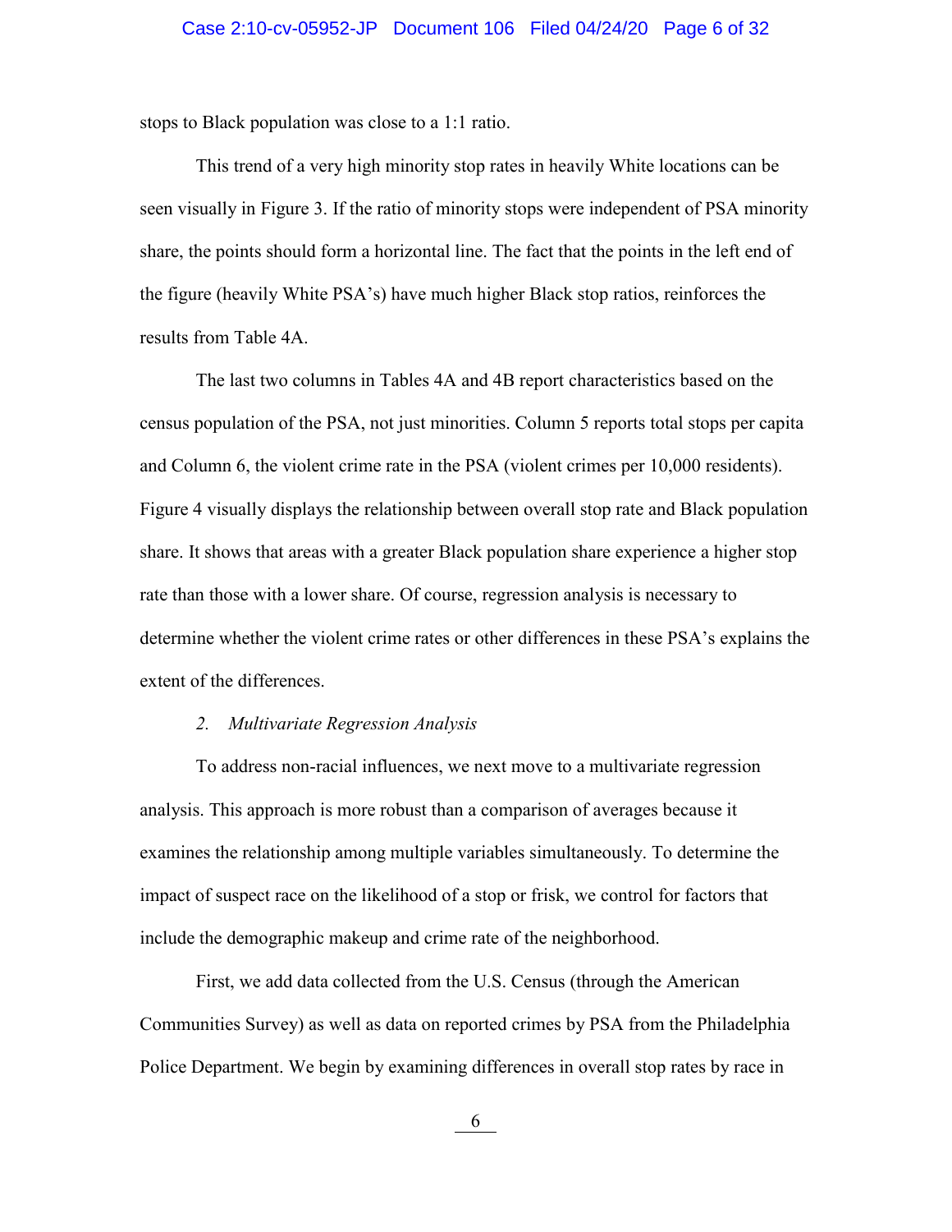stops to Black population was close to a 1:1 ratio.

This trend of a very high minority stop rates in heavily White locations can be seen visually in Figure 3. If the ratio of minority stops were independent of PSA minority share, the points should form a horizontal line. The fact that the points in the left end of the figure (heavily White PSA's) have much higher Black stop ratios, reinforces the results from Table 4A.

The last two columns in Tables 4A and 4B report characteristics based on the census population of the PSA, not just minorities. Column 5 reports total stops per capita and Column 6, the violent crime rate in the PSA (violent crimes per 10,000 residents). Figure 4 visually displays the relationship between overall stop rate and Black population share. It shows that areas with a greater Black population share experience a higher stop rate than those with a lower share. Of course, regression analysis is necessary to determine whether the violent crime rates or other differences in these PSA's explains the extent of the differences.

*2. Multivariate Regression Analysis*

To address non-racial influences, we next move to a multivariate regression analysis. This approach is more robust than a comparison of averages because it examines the relationship among multiple variables simultaneously. To determine the impact of suspect race on the likelihood of a stop or frisk, we control for factors that include the demographic makeup and crime rate of the neighborhood.

First, we add data collected from the U.S. Census (through the American Communities Survey) as well as data on reported crimes by PSA from the Philadelphia Police Department. We begin by examining differences in overall stop rates by race in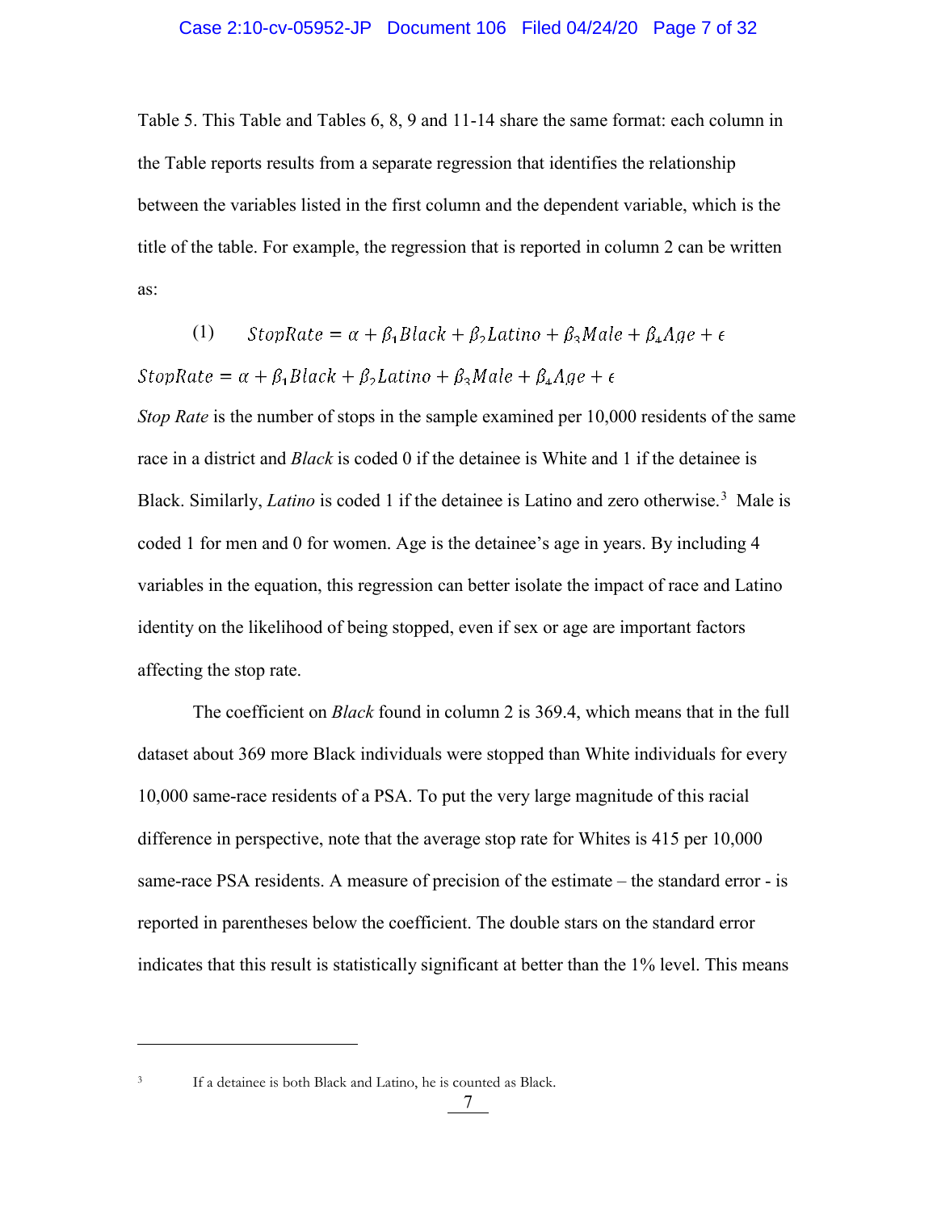Table 5. This Table and Tables 6, 8, 9 and 11-14 share the same format: each column in the Table reports results from a separate regression that identifies the relationship between the variables listed in the first column and the dependent variable, which is the title of the table. For example, the regression that is reported in column 2 can be written as:

$$(1) \qquad StopRate = \alpha + \beta_1 Black + \beta_2 Latino + \beta_3 Male + \beta_4 Age + \epsilon$$

$StopRate = \alpha + \beta_1 Black + \beta_2 Latino + \beta_3 Male + \beta_4 Age + \epsilon$

*Stop Rate* is the number of stops in the sample examined per 10,000 residents of the same race in a district and *Black* is coded 0 if the detainee is White and 1 if the detainee is Black. Similarly, *Latino* is coded 1 if the detainee is Latino and zero otherwise.[3] Male is coded 1 for men and 0 for women. Age is the detainee's age in years. By including 4 variables in the equation, this regression can better isolate the impact of race and Latino identity on the likelihood of being stopped, even if sex or age are important factors affecting the stop rate.

The coefficient on *Black* found in column 2 is 369.4, which means that in the full dataset about 369 more Black individuals were stopped than White individuals for every 10,000 same-race residents of a PSA. To put the very large magnitude of this racial difference in perspective, note that the average stop rate for Whites is 415 per 10,000 same-race PSA residents. A measure of precision of the estimate – the standard error - is reported in parentheses below the coefficient. The double stars on the standard error indicates that this result is statistically significant at better than the 1% level. This means

[3] If a detainee is both Black and Latino, he is counted as Black.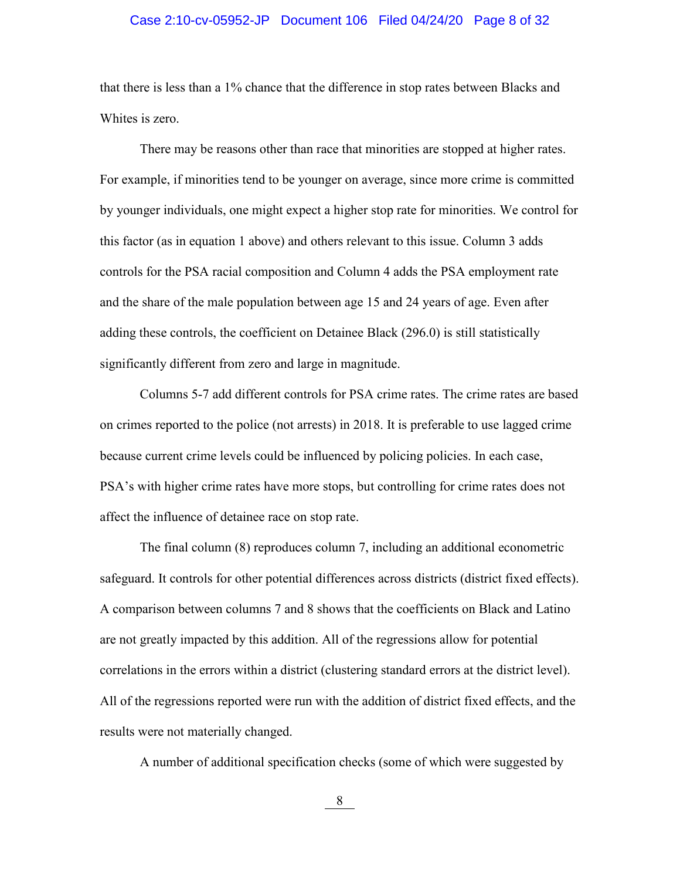that there is less than a 1% chance that the difference in stop rates between Blacks and Whites is zero.

There may be reasons other than race that minorities are stopped at higher rates. For example, if minorities tend to be younger on average, since more crime is committed by younger individuals, one might expect a higher stop rate for minorities. We control for this factor (as in equation 1 above) and others relevant to this issue. Column 3 adds controls for the PSA racial composition and Column 4 adds the PSA employment rate and the share of the male population between age 15 and 24 years of age. Even after adding these controls, the coefficient on Detainee Black (296.0) is still statistically significantly different from zero and large in magnitude.

Columns 5-7 add different controls for PSA crime rates. The crime rates are based on crimes reported to the police (not arrests) in 2018. It is preferable to use lagged crime because current crime levels could be influenced by policing policies. In each case, PSA's with higher crime rates have more stops, but controlling for crime rates does not affect the influence of detainee race on stop rate.

The final column (8) reproduces column 7, including an additional econometric safeguard. It controls for other potential differences across districts (district fixed effects). A comparison between columns 7 and 8 shows that the coefficients on Black and Latino are not greatly impacted by this addition. All of the regressions allow for potential correlations in the errors within a district (clustering standard errors at the district level). All of the regressions reported were run with the addition of district fixed effects, and the results were not materially changed.

A number of additional specification checks (some of which were suggested by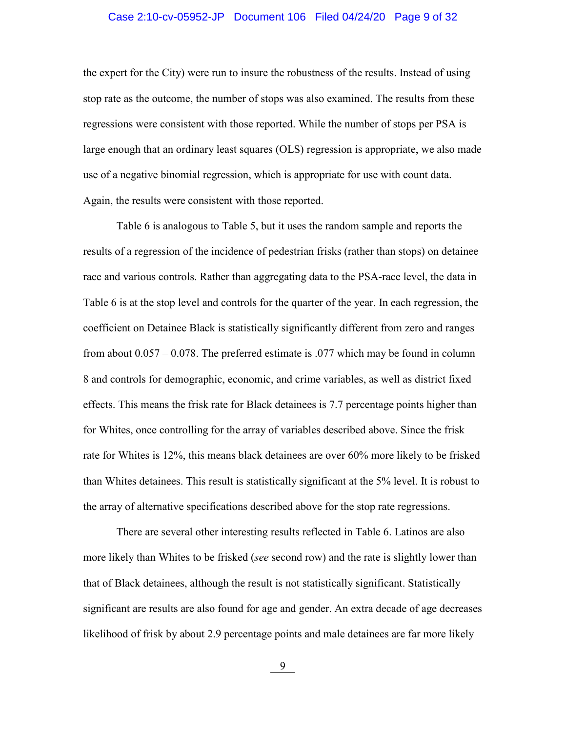the expert for the City) were run to insure the robustness of the results. Instead of using stop rate as the outcome, the number of stops was also examined. The results from these regressions were consistent with those reported. While the number of stops per PSA is large enough that an ordinary least squares (OLS) regression is appropriate, we also made use of a negative binomial regression, which is appropriate for use with count data. Again, the results were consistent with those reported.

Table 6 is analogous to Table 5, but it uses the random sample and reports the results of a regression of the incidence of pedestrian frisks (rather than stops) on detainee race and various controls. Rather than aggregating data to the PSA-race level, the data in Table 6 is at the stop level and controls for the quarter of the year. In each regression, the coefficient on Detainee Black is statistically significantly different from zero and ranges from about 0.057 – 0.078. The preferred estimate is .077 which may be found in column 8 and controls for demographic, economic, and crime variables, as well as district fixed effects. This means the frisk rate for Black detainees is 7.7 percentage points higher than for Whites, once controlling for the array of variables described above. Since the frisk rate for Whites is 12%, this means black detainees are over 60% more likely to be frisked than Whites detainees. This result is statistically significant at the 5% level. It is robust to the array of alternative specifications described above for the stop rate regressions.

There are several other interesting results reflected in Table 6. Latinos are also more likely than Whites to be frisked (*see* second row) and the rate is slightly lower than that of Black detainees, although the result is not statistically significant. Statistically significant are results are also found for age and gender. An extra decade of age decreases likelihood of frisk by about 2.9 percentage points and male detainees are far more likely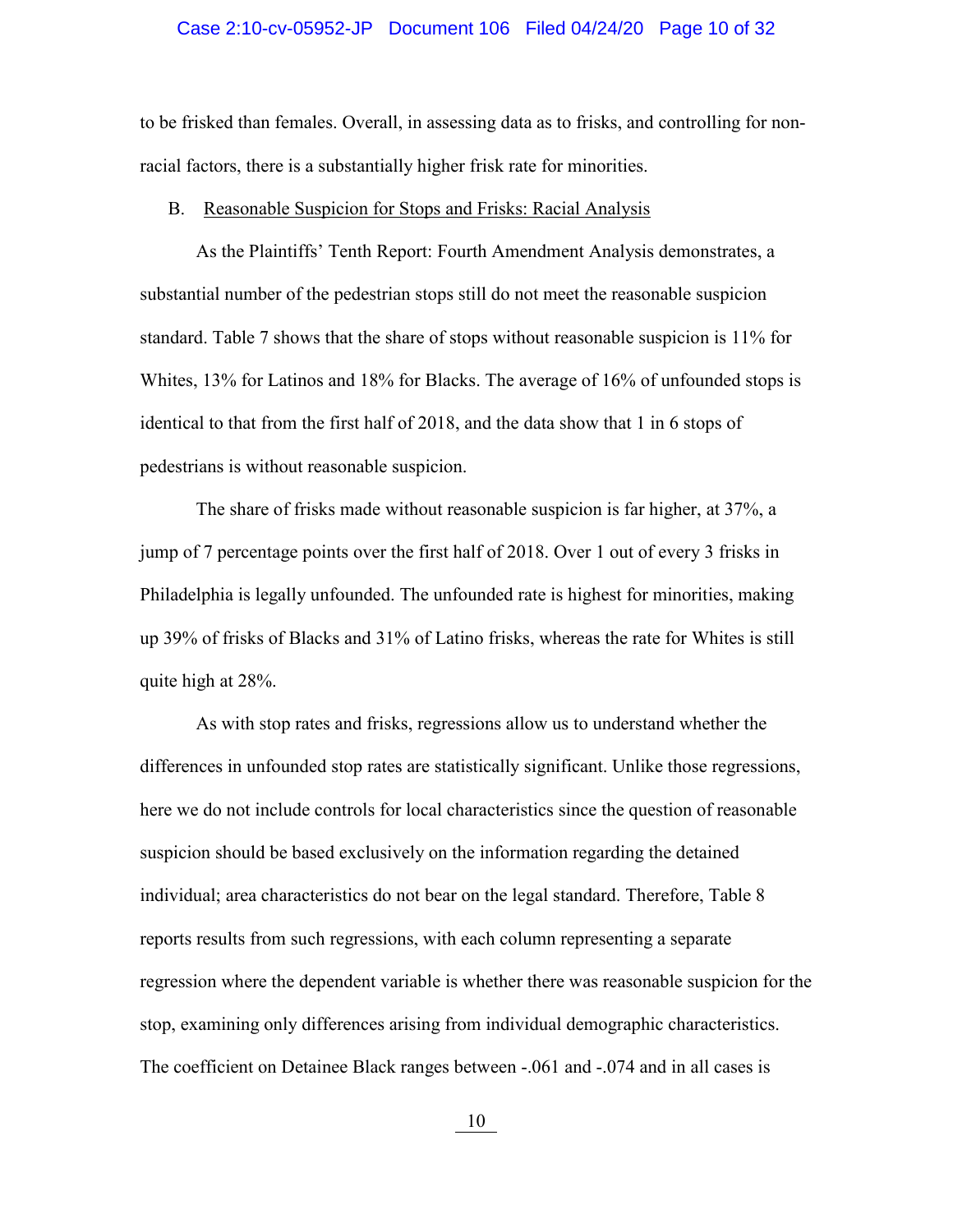to be frisked than females. Overall, in assessing data as to frisks, and controlling for non-racial factors, there is a substantially higher frisk rate for minorities.

B. <u>Reasonable Suspicion for Stops and Frisks: Racial Analysis</u>

As the Plaintiffs' Tenth Report: Fourth Amendment Analysis demonstrates, a substantial number of the pedestrian stops still do not meet the reasonable suspicion standard. Table 7 shows that the share of stops without reasonable suspicion is 11% for Whites, 13% for Latinos and 18% for Blacks. The average of 16% of unfounded stops is identical to that from the first half of 2018, and the data show that 1 in 6 stops of pedestrians is without reasonable suspicion.

The share of frisks made without reasonable suspicion is far higher, at 37%, a jump of 7 percentage points over the first half of 2018. Over 1 out of every 3 frisks in Philadelphia is legally unfounded. The unfounded rate is highest for minorities, making up 39% of frisks of Blacks and 31% of Latino frisks, whereas the rate for Whites is still quite high at 28%.

As with stop rates and frisks, regressions allow us to understand whether the differences in unfounded stop rates are statistically significant. Unlike those regressions, here we do not include controls for local characteristics since the question of reasonable suspicion should be based exclusively on the information regarding the detained individual; area characteristics do not bear on the legal standard. Therefore, Table 8 reports results from such regressions, with each column representing a separate regression where the dependent variable is whether there was reasonable suspicion for the stop, examining only differences arising from individual demographic characteristics. The coefficient on Detainee Black ranges between -.061 and -.074 and in all cases is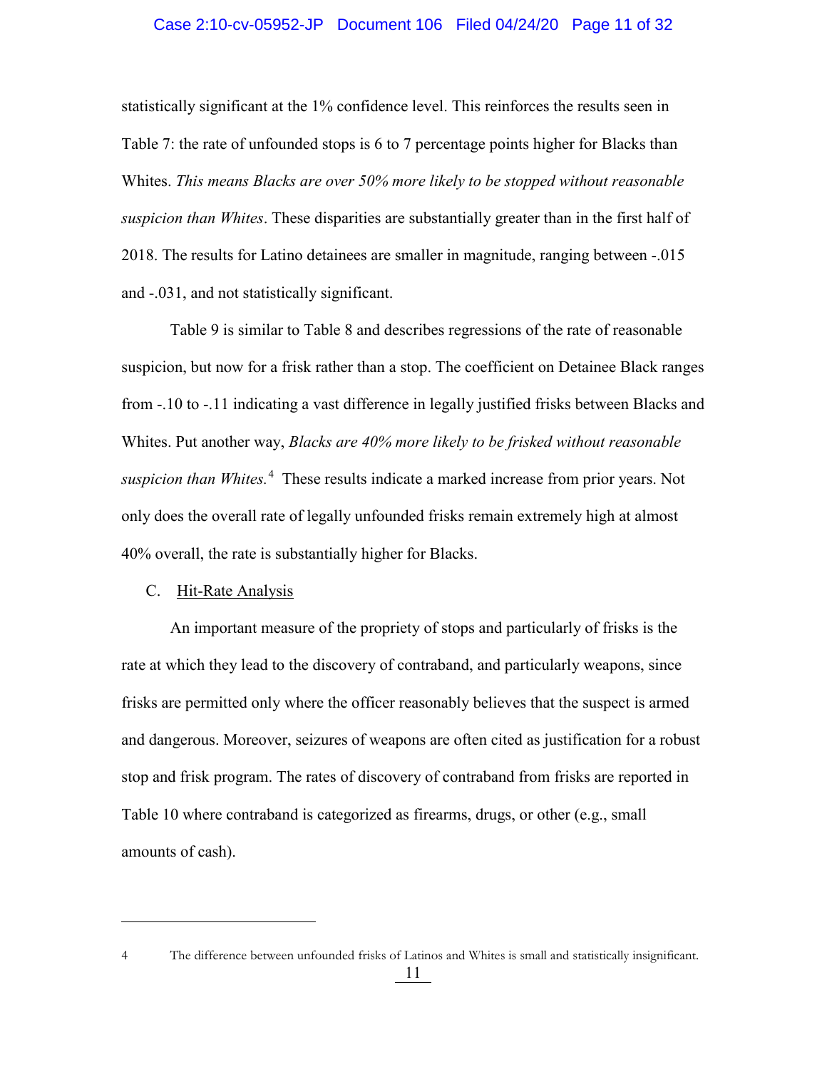statistically significant at the 1% confidence level. This reinforces the results seen in Table 7: the rate of unfounded stops is 6 to 7 percentage points higher for Blacks than Whites. *This means Blacks are over 50% more likely to be stopped without reasonable suspicion than Whites*. These disparities are substantially greater than in the first half of 2018. The results for Latino detainees are smaller in magnitude, ranging between -.015 and -.031, and not statistically significant.

Table 9 is similar to Table 8 and describes regressions of the rate of reasonable suspicion, but now for a frisk rather than a stop. The coefficient on Detainee Black ranges from -.10 to -.11 indicating a vast difference in legally justified frisks between Blacks and Whites. Put another way, *Blacks are 40% more likely to be frisked without reasonable suspicion than Whites.*[4] These results indicate a marked increase from prior years. Not only does the overall rate of legally unfounded frisks remain extremely high at almost 40% overall, the rate is substantially higher for Blacks.

C. Hit-Rate Analysis

An important measure of the propriety of stops and particularly of frisks is the rate at which they lead to the discovery of contraband, and particularly weapons, since frisks are permitted only where the officer reasonably believes that the suspect is armed and dangerous. Moreover, seizures of weapons are often cited as justification for a robust stop and frisk program. The rates of discovery of contraband from frisks are reported in Table 10 where contraband is categorized as firearms, drugs, or other (e.g., small amounts of cash).

---

4 The difference between unfounded frisks of Latinos and Whites is small and statistically insignificant.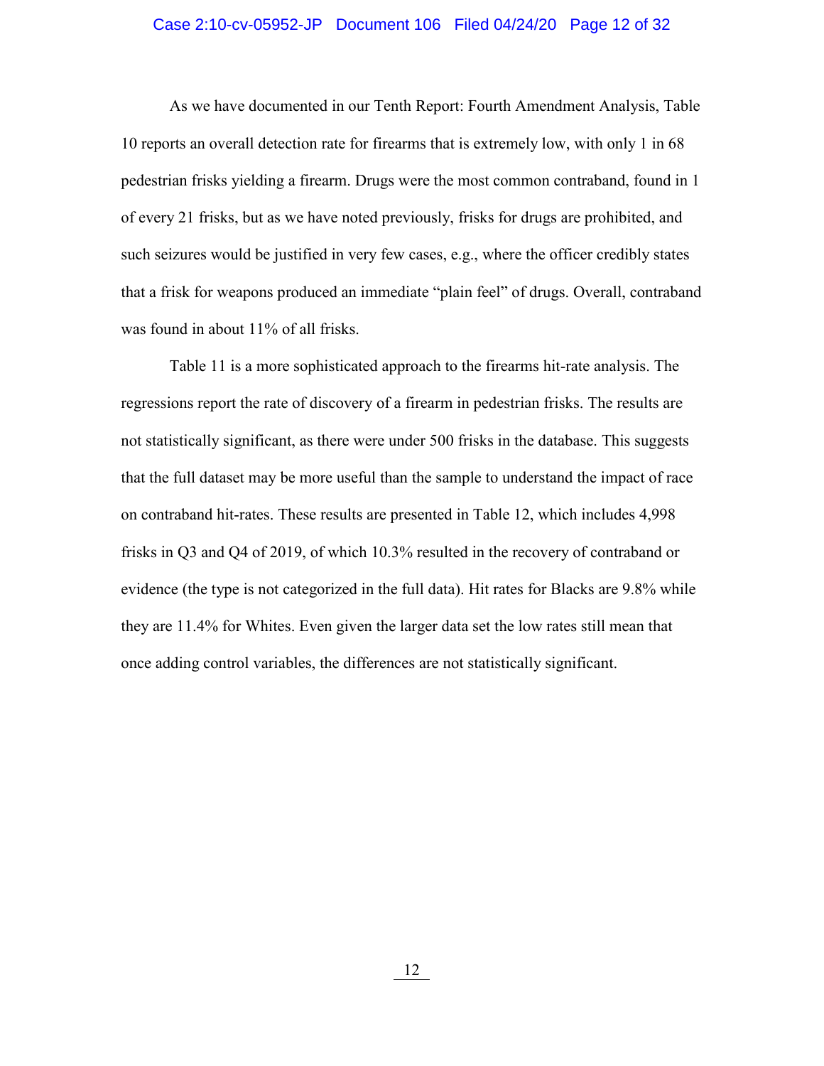As we have documented in our Tenth Report: Fourth Amendment Analysis, Table 10 reports an overall detection rate for firearms that is extremely low, with only 1 in 68 pedestrian frisks yielding a firearm. Drugs were the most common contraband, found in 1 of every 21 frisks, but as we have noted previously, frisks for drugs are prohibited, and such seizures would be justified in very few cases, e.g., where the officer credibly states that a frisk for weapons produced an immediate "plain feel" of drugs. Overall, contraband was found in about 11% of all frisks.

Table 11 is a more sophisticated approach to the firearms hit-rate analysis. The regressions report the rate of discovery of a firearm in pedestrian frisks. The results are not statistically significant, as there were under 500 frisks in the database. This suggests that the full dataset may be more useful than the sample to understand the impact of race on contraband hit-rates. These results are presented in Table 12, which includes 4,998 frisks in Q3 and Q4 of 2019, of which 10.3% resulted in the recovery of contraband or evidence (the type is not categorized in the full data). Hit rates for Blacks are 9.8% while they are 11.4% for Whites. Even given the larger data set the low rates still mean that once adding control variables, the differences are not statistically significant.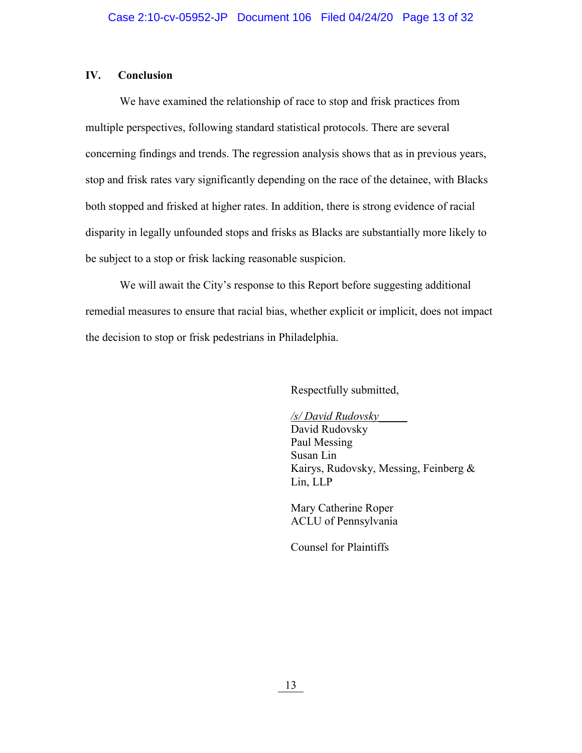## IV. Conclusion

We have examined the relationship of race to stop and frisk practices from multiple perspectives, following standard statistical protocols. There are several concerning findings and trends. The regression analysis shows that as in previous years, stop and frisk rates vary significantly depending on the race of the detainee, with Blacks both stopped and frisked at higher rates. In addition, there is strong evidence of racial disparity in legally unfounded stops and frisks as Blacks are substantially more likely to be subject to a stop or frisk lacking reasonable suspicion.

We will await the City's response to this Report before suggesting additional remedial measures to ensure that racial bias, whether explicit or implicit, does not impact the decision to stop or frisk pedestrians in Philadelphia.

Respectfully submitted,

*/s/ David Rudovsky*
David Rudovsky
Paul Messing
Susan Lin
Kairys, Rudovsky, Messing, Feinberg & Lin, LLP

Mary Catherine Roper
ACLU of Pennsylvania

Counsel for Plaintiffs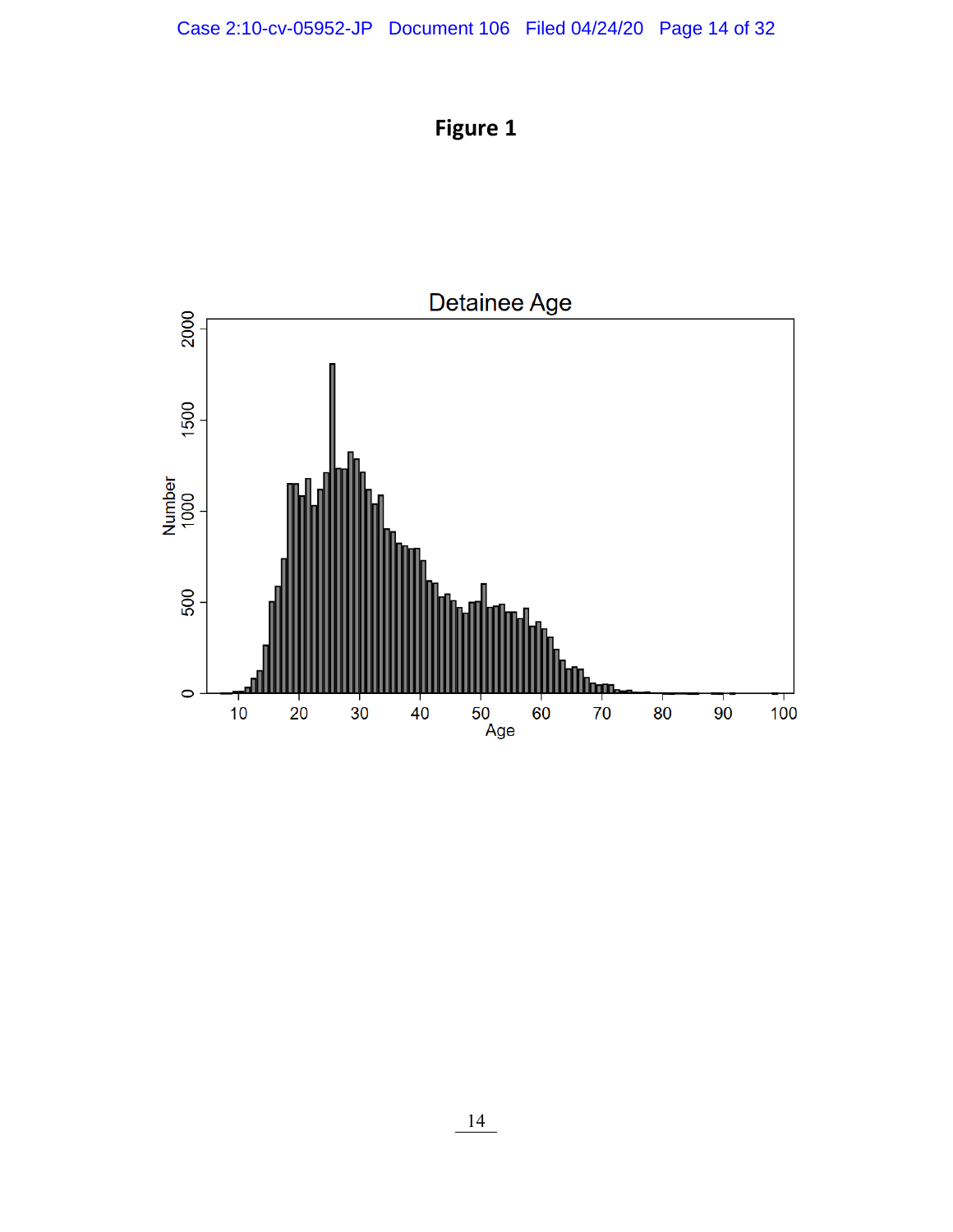# Figure 1

Detainee Age

Number

Age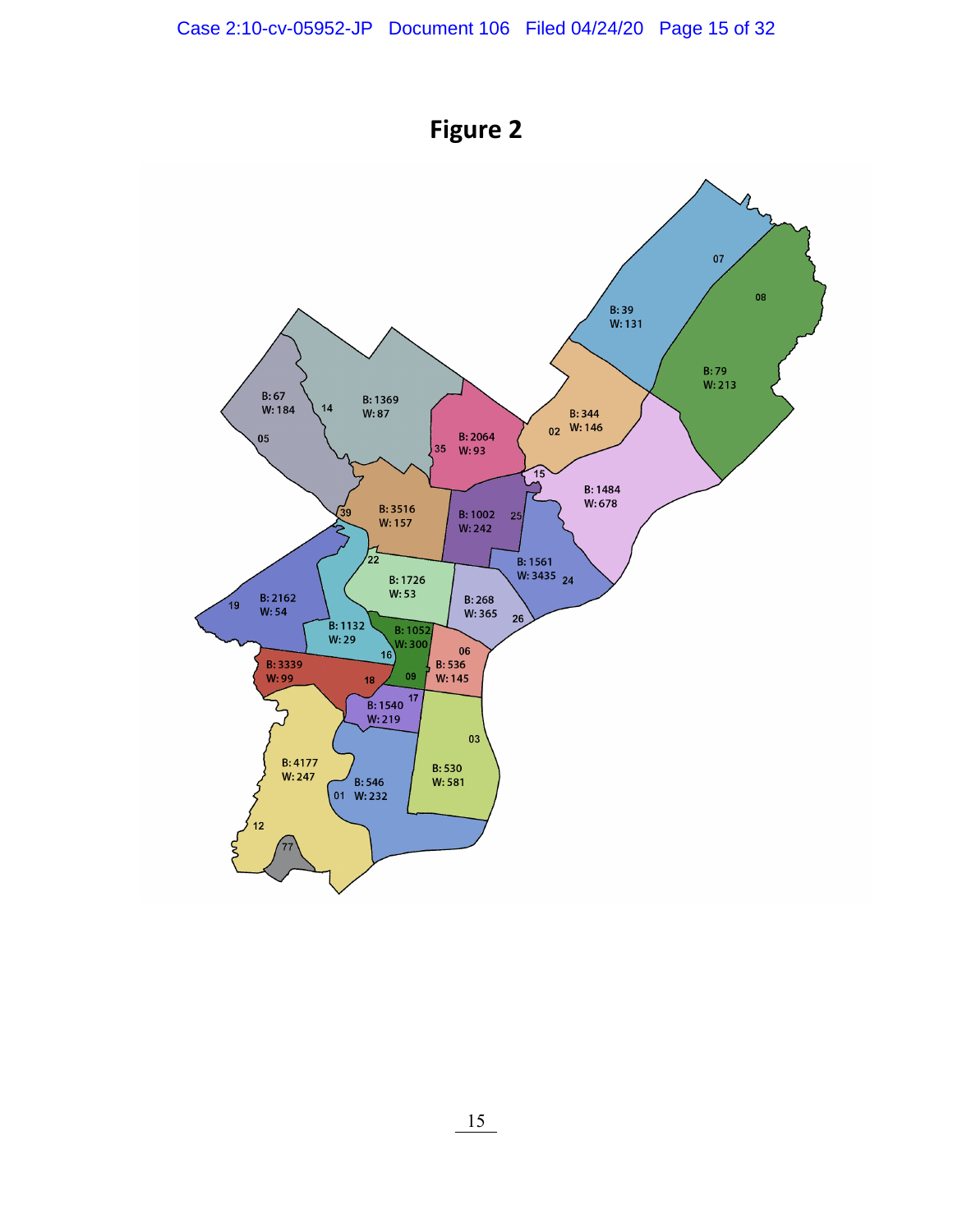# Figure 2

| District | B | W |
|---|---|---|
| 07 | 39 | 131 |
| 08 | 79 | 213 |
| 05 | 67 | 184 |
| 14 | 1369 | 87 |
| 35 | 2064 | 93 |
| 02 | 344 | 146 |
| 15 | 1484 | 678 |
| 39 | 3516 | 157 |
| 25 | 1002 | 242 |
| 24 | 1561 | 3435 |
| 22 | 1726 | 53 |
| 26 | 268 | 365 |
| 19 | 2162 | 54 |
| 16 | 1132 | 29 |
| 09 | 1052 | 300 |
| 06 | 536 | 145 |
| 18 | 3339 | 99 |
| 17 | 1540 | 219 |
| 03 | 530 | 581 |
| 12 | 4177 | 247 |
| 01 | 546 | 232 |
| 77 | | |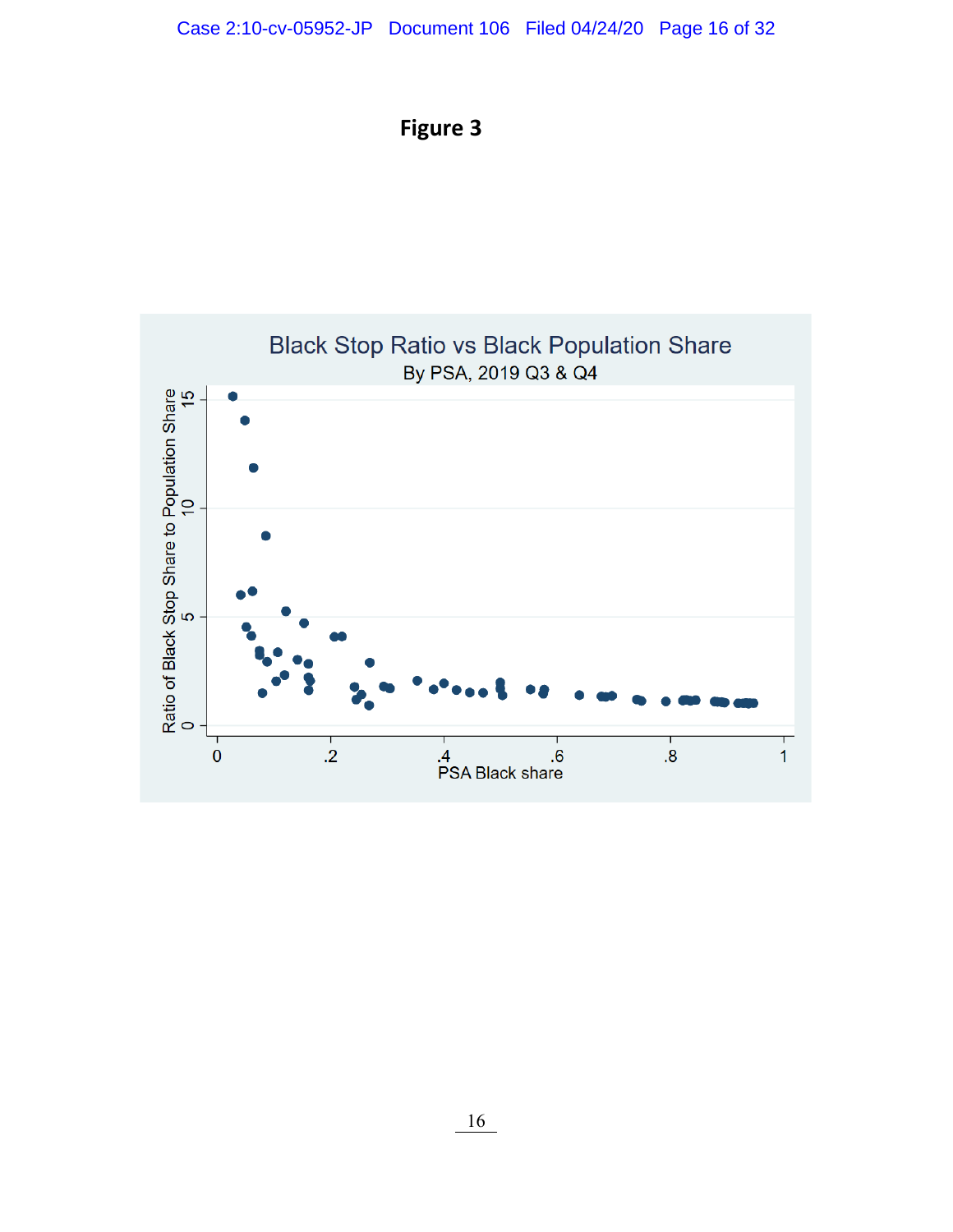**Figure 3**

Black Stop Ratio vs Black Population Share

By PSA, 2019 Q3 & Q4

Ratio of Black Stop Share to Population Share

PSA Black share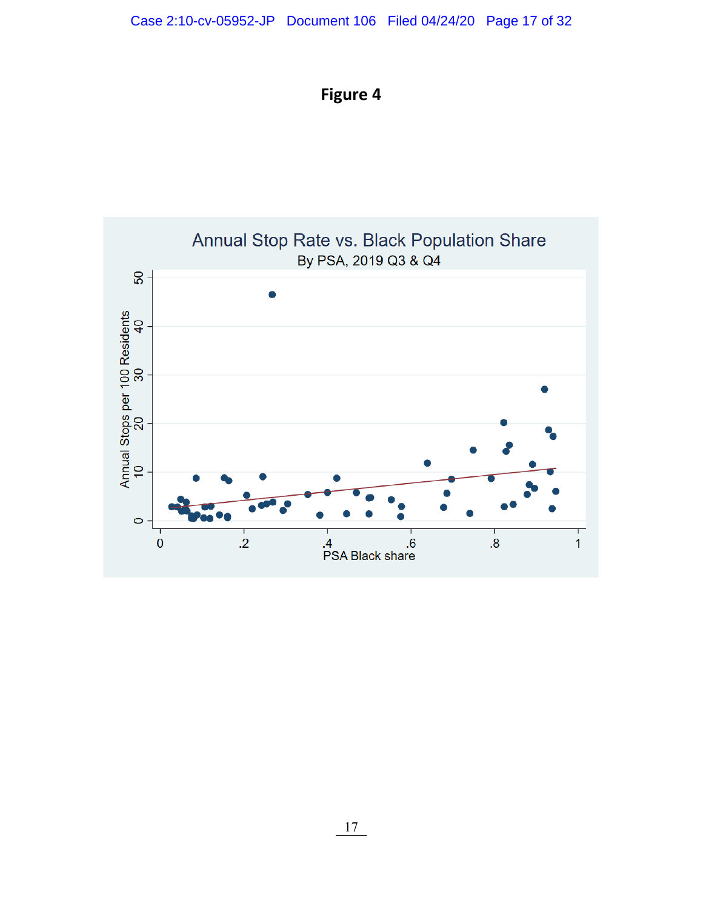# Figure 4

Annual Stop Rate vs. Black Population Share

By PSA, 2019 Q3 & Q4

Annual Stops per 100 Residents

PSA Black share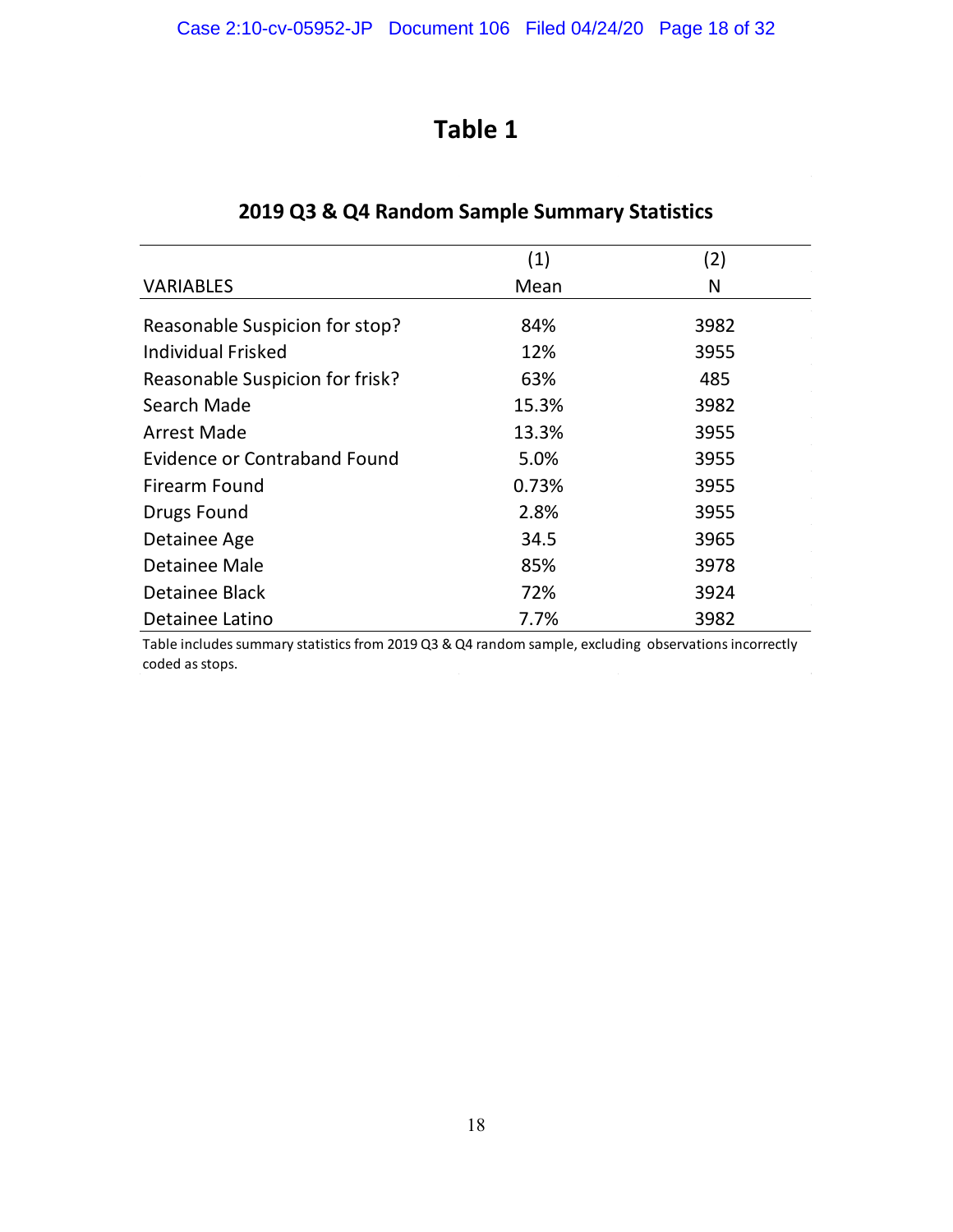# Table 1

## 2019 Q3 & Q4 Random Sample Summary Statistics

| VARIABLES | (1)<br>Mean | (2)<br>N |
|---|---|---|
| Reasonable Suspicion for stop? | 84% | 3982 |
| Individual Frisked | 12% | 3955 |
| Reasonable Suspicion for frisk? | 63% | 485 |
| Search Made | 15.3% | 3982 |
| Arrest Made | 13.3% | 3955 |
| Evidence or Contraband Found | 5.0% | 3955 |
| Firearm Found | 0.73% | 3955 |
| Drugs Found | 2.8% | 3955 |
| Detainee Age | 34.5 | 3965 |
| Detainee Male | 85% | 3978 |
| Detainee Black | 72% | 3924 |
| Detainee Latino | 7.7% | 3982 |

Table includes summary statistics from 2019 Q3 & Q4 random sample, excluding observations incorrectly coded as stops.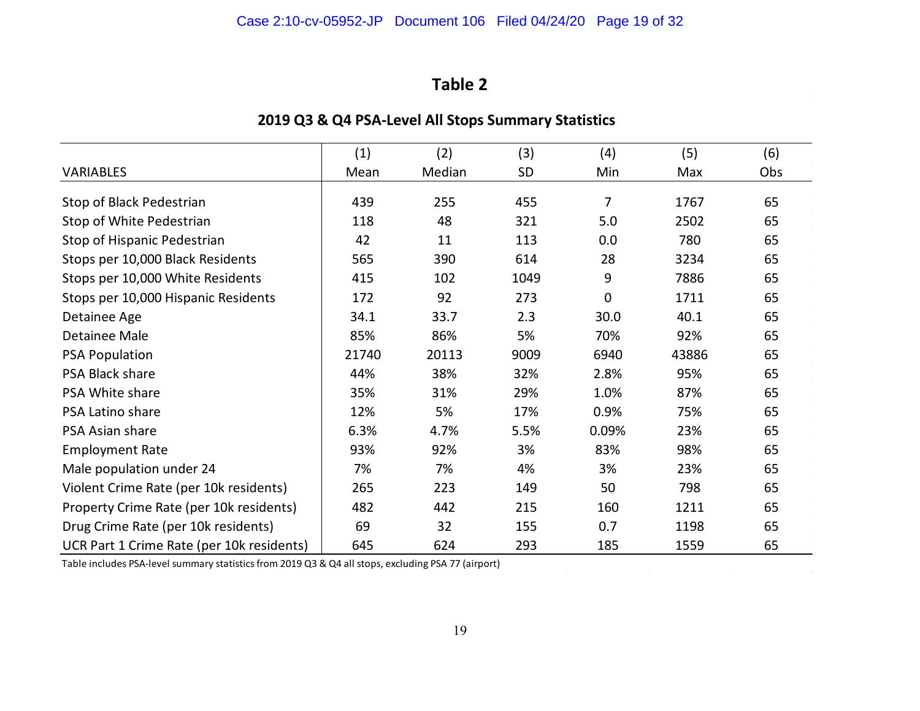# Table 2

## 2019 Q3 & Q4 PSA-Level All Stops Summary Statistics

| VARIABLES | (1) Mean | (2) Median | (3) SD | (4) Min | (5) Max | (6) Obs |
|---|---|---|---|---|---|---|
| Stop of Black Pedestrian | 439 | 255 | 455 | 7 | 1767 | 65 |
| Stop of White Pedestrian | 118 | 48 | 321 | 5.0 | 2502 | 65 |
| Stop of Hispanic Pedestrian | 42 | 11 | 113 | 0.0 | 780 | 65 |
| Stops per 10,000 Black Residents | 565 | 390 | 614 | 28 | 3234 | 65 |
| Stops per 10,000 White Residents | 415 | 102 | 1049 | 9 | 7886 | 65 |
| Stops per 10,000 Hispanic Residents | 172 | 92 | 273 | 0 | 1711 | 65 |
| Detainee Age | 34.1 | 33.7 | 2.3 | 30.0 | 40.1 | 65 |
| Detainee Male | 85% | 86% | 5% | 70% | 92% | 65 |
| PSA Population | 21740 | 20113 | 9009 | 6940 | 43886 | 65 |
| PSA Black share | 44% | 38% | 32% | 2.8% | 95% | 65 |
| PSA White share | 35% | 31% | 29% | 1.0% | 87% | 65 |
| PSA Latino share | 12% | 5% | 17% | 0.9% | 75% | 65 |
| PSA Asian share | 6.3% | 4.7% | 5.5% | 0.09% | 23% | 65 |
| Employment Rate | 93% | 92% | 3% | 83% | 98% | 65 |
| Male population under 24 | 7% | 7% | 4% | 3% | 23% | 65 |
| Violent Crime Rate (per 10k residents) | 265 | 223 | 149 | 50 | 798 | 65 |
| Property Crime Rate (per 10k residents) | 482 | 442 | 215 | 160 | 1211 | 65 |
| Drug Crime Rate (per 10k residents) | 69 | 32 | 155 | 0.7 | 1198 | 65 |
| UCR Part 1 Crime Rate (per 10k residents) | 645 | 624 | 293 | 185 | 1559 | 65 |

Table includes PSA-level summary statistics from 2019 Q3 & Q4 all stops, excluding PSA 77 (airport)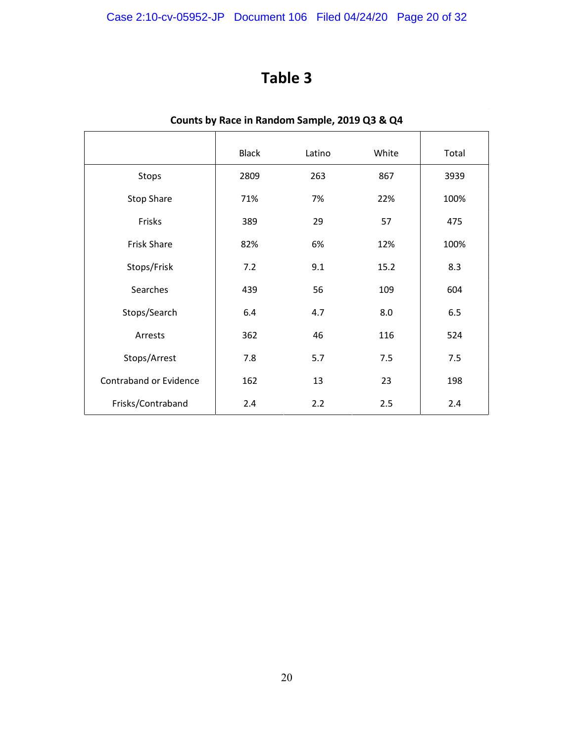# Table 3

**Counts by Race in Random Sample, 2019 Q3 & Q4**

| | Black | Latino | White | Total |
|---|---|---|---|---|
| Stops | 2809 | 263 | 867 | 3939 |
| Stop Share | 71% | 7% | 22% | 100% |
| Frisks | 389 | 29 | 57 | 475 |
| Frisk Share | 82% | 6% | 12% | 100% |
| Stops/Frisk | 7.2 | 9.1 | 15.2 | 8.3 |
| Searches | 439 | 56 | 109 | 604 |
| Stops/Search | 6.4 | 4.7 | 8.0 | 6.5 |
| Arrests | 362 | 46 | 116 | 524 |
| Stops/Arrest | 7.8 | 5.7 | 7.5 | 7.5 |
| Contraband or Evidence | 162 | 13 | 23 | 198 |
| Frisks/Contraband | 2.4 | 2.2 | 2.5 | 2.4 |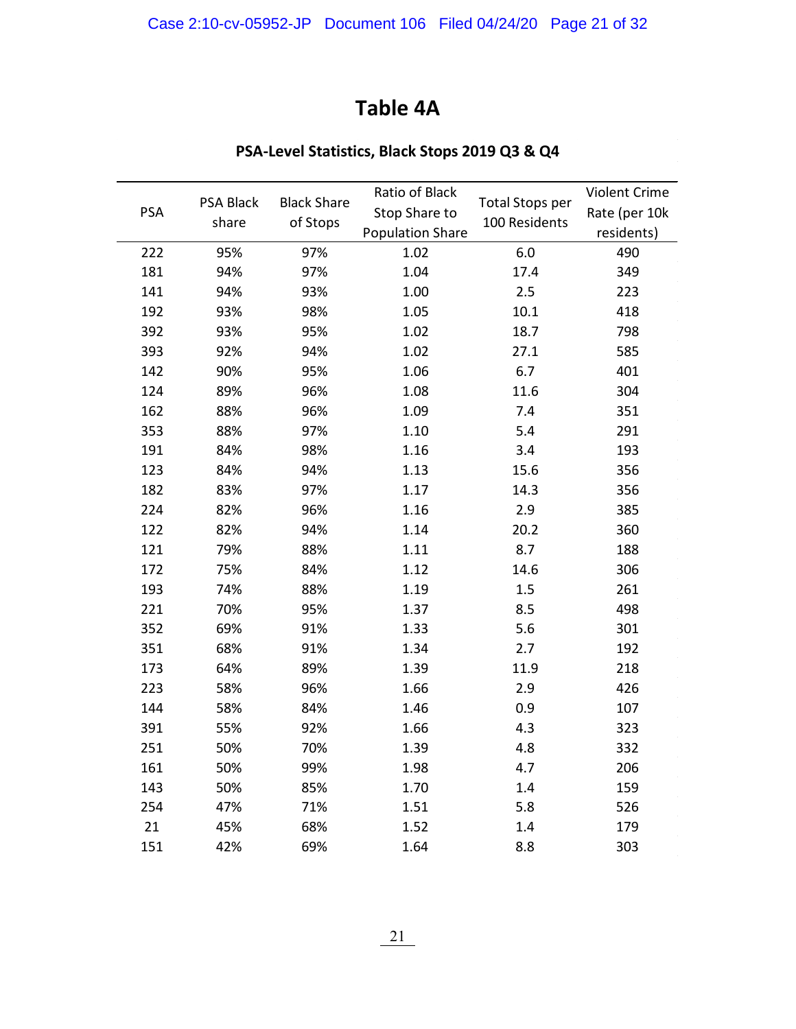# Table 4A

## PSA-Level Statistics, Black Stops 2019 Q3 & Q4

| PSA | PSA Black share | Black Share of Stops | Ratio of Black Stop Share to Population Share | Total Stops per 100 Residents | Violent Crime Rate (per 10k residents) |
|---|---|---|---|---|---|
| 222 | 95% | 97% | 1.02 | 6.0 | 490 |
| 181 | 94% | 97% | 1.04 | 17.4 | 349 |
| 141 | 94% | 93% | 1.00 | 2.5 | 223 |
| 192 | 93% | 98% | 1.05 | 10.1 | 418 |
| 392 | 93% | 95% | 1.02 | 18.7 | 798 |
| 393 | 92% | 94% | 1.02 | 27.1 | 585 |
| 142 | 90% | 95% | 1.06 | 6.7 | 401 |
| 124 | 89% | 96% | 1.08 | 11.6 | 304 |
| 162 | 88% | 96% | 1.09 | 7.4 | 351 |
| 353 | 88% | 97% | 1.10 | 5.4 | 291 |
| 191 | 84% | 98% | 1.16 | 3.4 | 193 |
| 123 | 84% | 94% | 1.13 | 15.6 | 356 |
| 182 | 83% | 97% | 1.17 | 14.3 | 356 |
| 224 | 82% | 96% | 1.16 | 2.9 | 385 |
| 122 | 82% | 94% | 1.14 | 20.2 | 360 |
| 121 | 79% | 88% | 1.11 | 8.7 | 188 |
| 172 | 75% | 84% | 1.12 | 14.6 | 306 |
| 193 | 74% | 88% | 1.19 | 1.5 | 261 |
| 221 | 70% | 95% | 1.37 | 8.5 | 498 |
| 352 | 69% | 91% | 1.33 | 5.6 | 301 |
| 351 | 68% | 91% | 1.34 | 2.7 | 192 |
| 173 | 64% | 89% | 1.39 | 11.9 | 218 |
| 223 | 58% | 96% | 1.66 | 2.9 | 426 |
| 144 | 58% | 84% | 1.46 | 0.9 | 107 |
| 391 | 55% | 92% | 1.66 | 4.3 | 323 |
| 251 | 50% | 70% | 1.39 | 4.8 | 332 |
| 161 | 50% | 99% | 1.98 | 4.7 | 206 |
| 143 | 50% | 85% | 1.70 | 1.4 | 159 |
| 254 | 47% | 71% | 1.51 | 5.8 | 526 |
| 21 | 45% | 68% | 1.52 | 1.4 | 179 |
| 151 | 42% | 69% | 1.64 | 8.8 | 303 |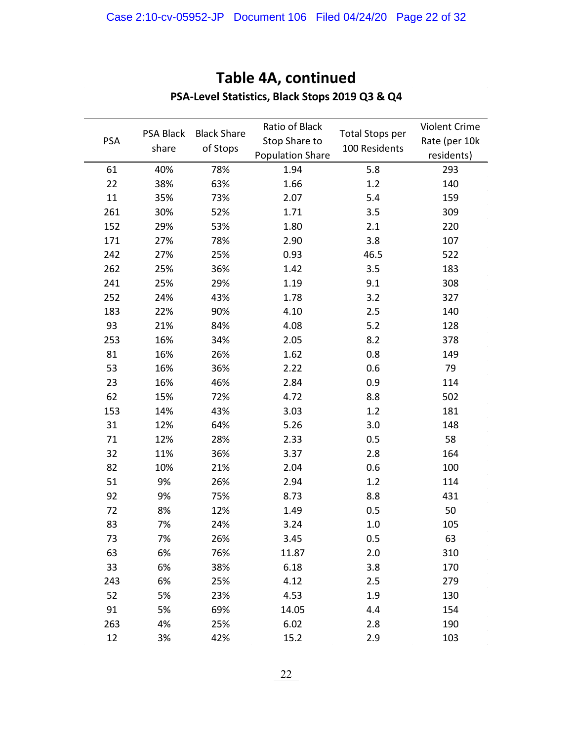## Table 4A, continued

### PSA-Level Statistics, Black Stops 2019 Q3 & Q4

| PSA | PSA Black share | Black Share of Stops | Ratio of Black Stop Share to Population Share | Total Stops per 100 Residents | Violent Crime Rate (per 10k residents) |
|---|---|---|---|---|---|
| 61 | 40% | 78% | 1.94 | 5.8 | 293 |
| 22 | 38% | 63% | 1.66 | 1.2 | 140 |
| 11 | 35% | 73% | 2.07 | 5.4 | 159 |
| 261 | 30% | 52% | 1.71 | 3.5 | 309 |
| 152 | 29% | 53% | 1.80 | 2.1 | 220 |
| 171 | 27% | 78% | 2.90 | 3.8 | 107 |
| 242 | 27% | 25% | 0.93 | 46.5 | 522 |
| 262 | 25% | 36% | 1.42 | 3.5 | 183 |
| 241 | 25% | 29% | 1.19 | 9.1 | 308 |
| 252 | 24% | 43% | 1.78 | 3.2 | 327 |
| 183 | 22% | 90% | 4.10 | 2.5 | 140 |
| 93 | 21% | 84% | 4.08 | 5.2 | 128 |
| 253 | 16% | 34% | 2.05 | 8.2 | 378 |
| 81 | 16% | 26% | 1.62 | 0.8 | 149 |
| 53 | 16% | 36% | 2.22 | 0.6 | 79 |
| 23 | 16% | 46% | 2.84 | 0.9 | 114 |
| 62 | 15% | 72% | 4.72 | 8.8 | 502 |
| 153 | 14% | 43% | 3.03 | 1.2 | 181 |
| 31 | 12% | 64% | 5.26 | 3.0 | 148 |
| 71 | 12% | 28% | 2.33 | 0.5 | 58 |
| 32 | 11% | 36% | 3.37 | 2.8 | 164 |
| 82 | 10% | 21% | 2.04 | 0.6 | 100 |
| 51 | 9% | 26% | 2.94 | 1.2 | 114 |
| 92 | 9% | 75% | 8.73 | 8.8 | 431 |
| 72 | 8% | 12% | 1.49 | 0.5 | 50 |
| 83 | 7% | 24% | 3.24 | 1.0 | 105 |
| 73 | 7% | 26% | 3.45 | 0.5 | 63 |
| 63 | 6% | 76% | 11.87 | 2.0 | 310 |
| 33 | 6% | 38% | 6.18 | 3.8 | 170 |
| 243 | 6% | 25% | 4.12 | 2.5 | 279 |
| 52 | 5% | 23% | 4.53 | 1.9 | 130 |
| 91 | 5% | 69% | 14.05 | 4.4 | 154 |
| 263 | 4% | 25% | 6.02 | 2.8 | 190 |
| 12 | 3% | 42% | 15.2 | 2.9 | 103 |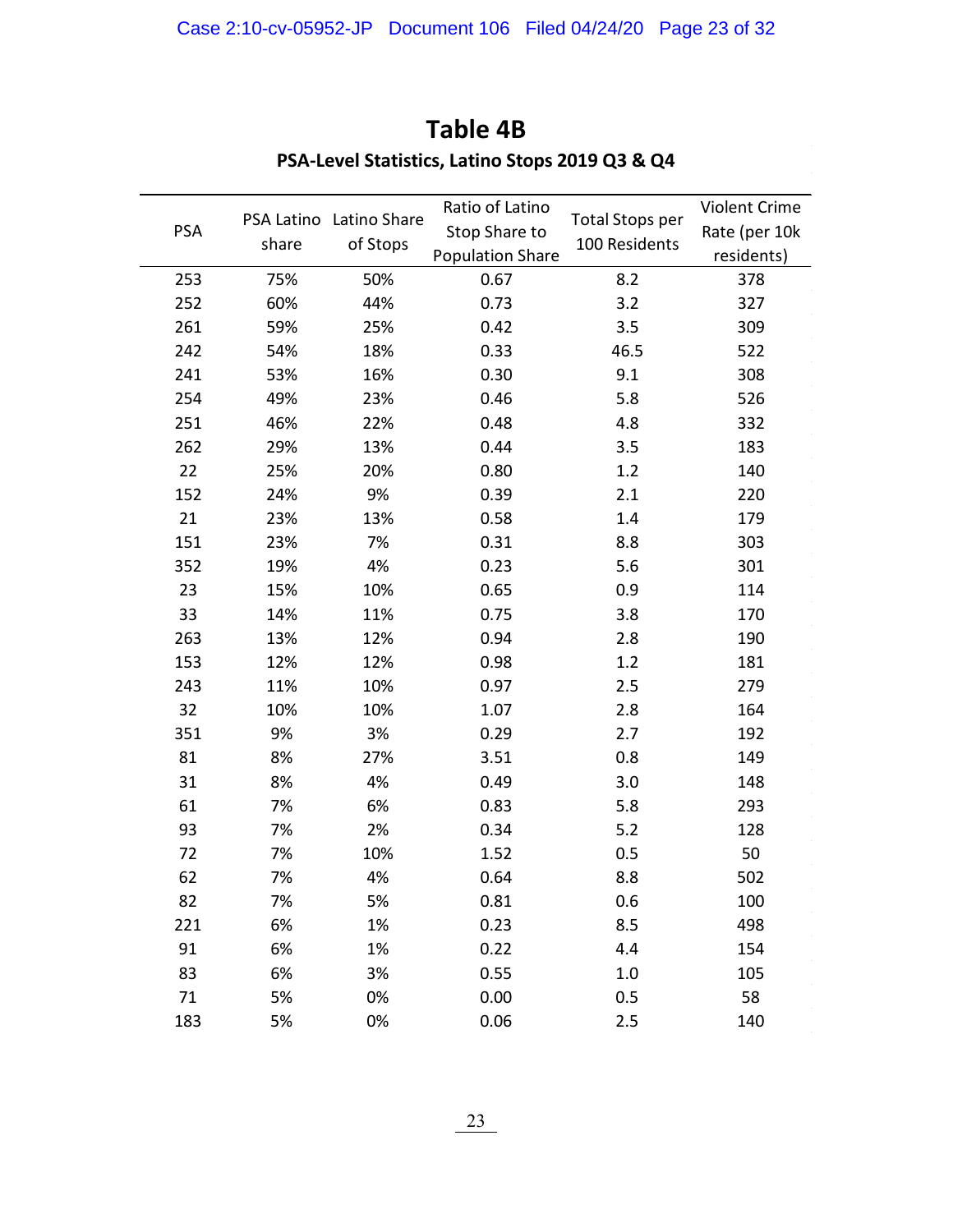# Table 4B

**PSA-Level Statistics, Latino Stops 2019 Q3 & Q4**

| PSA | PSA Latino share | Latino Share of Stops | Ratio of Latino Stop Share to Population Share | Total Stops per 100 Residents | Violent Crime Rate (per 10k residents) |
|---|---|---|---|---|---|
| 253 | 75% | 50% | 0.67 | 8.2 | 378 |
| 252 | 60% | 44% | 0.73 | 3.2 | 327 |
| 261 | 59% | 25% | 0.42 | 3.5 | 309 |
| 242 | 54% | 18% | 0.33 | 46.5 | 522 |
| 241 | 53% | 16% | 0.30 | 9.1 | 308 |
| 254 | 49% | 23% | 0.46 | 5.8 | 526 |
| 251 | 46% | 22% | 0.48 | 4.8 | 332 |
| 262 | 29% | 13% | 0.44 | 3.5 | 183 |
| 22 | 25% | 20% | 0.80 | 1.2 | 140 |
| 152 | 24% | 9% | 0.39 | 2.1 | 220 |
| 21 | 23% | 13% | 0.58 | 1.4 | 179 |
| 151 | 23% | 7% | 0.31 | 8.8 | 303 |
| 352 | 19% | 4% | 0.23 | 5.6 | 301 |
| 23 | 15% | 10% | 0.65 | 0.9 | 114 |
| 33 | 14% | 11% | 0.75 | 3.8 | 170 |
| 263 | 13% | 12% | 0.94 | 2.8 | 190 |
| 153 | 12% | 12% | 0.98 | 1.2 | 181 |
| 243 | 11% | 10% | 0.97 | 2.5 | 279 |
| 32 | 10% | 10% | 1.07 | 2.8 | 164 |
| 351 | 9% | 3% | 0.29 | 2.7 | 192 |
| 81 | 8% | 27% | 3.51 | 0.8 | 149 |
| 31 | 8% | 4% | 0.49 | 3.0 | 148 |
| 61 | 7% | 6% | 0.83 | 5.8 | 293 |
| 93 | 7% | 2% | 0.34 | 5.2 | 128 |
| 72 | 7% | 10% | 1.52 | 0.5 | 50 |
| 62 | 7% | 4% | 0.64 | 8.8 | 502 |
| 82 | 7% | 5% | 0.81 | 0.6 | 100 |
| 221 | 6% | 1% | 0.23 | 8.5 | 498 |
| 91 | 6% | 1% | 0.22 | 4.4 | 154 |
| 83 | 6% | 3% | 0.55 | 1.0 | 105 |
| 71 | 5% | 0% | 0.00 | 0.5 | 58 |
| 183 | 5% | 0% | 0.06 | 2.5 | 140 |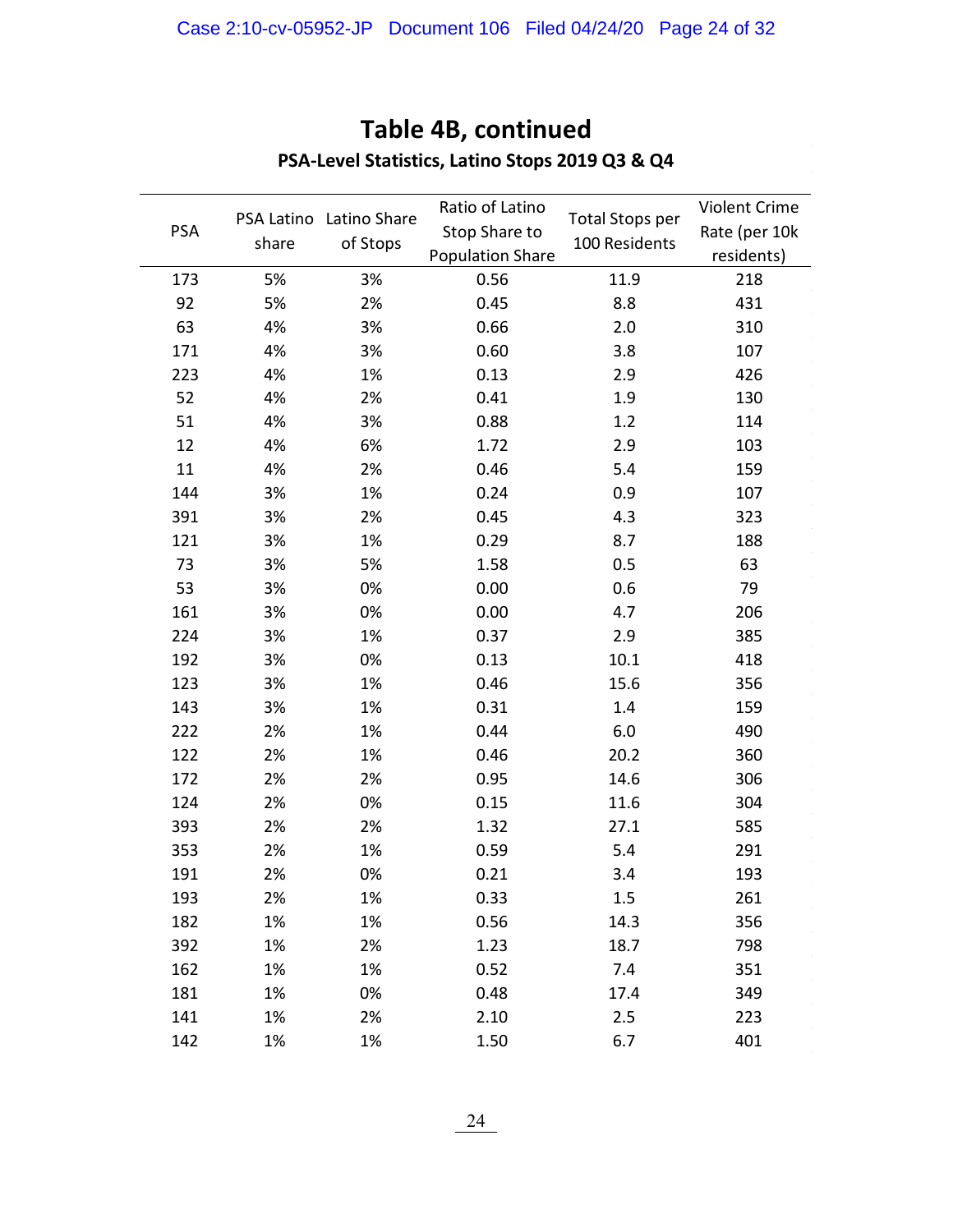## Table 4B, continued

### PSA-Level Statistics, Latino Stops 2019 Q3 & Q4

| PSA | PSA Latino share | Latino Share of Stops | Ratio of Latino Stop Share to Population Share | Total Stops per 100 Residents | Violent Crime Rate (per 10k residents) |
|---|---|---|---|---|---|
| 173 | 5% | 3% | 0.56 | 11.9 | 218 |
| 92 | 5% | 2% | 0.45 | 8.8 | 431 |
| 63 | 4% | 3% | 0.66 | 2.0 | 310 |
| 171 | 4% | 3% | 0.60 | 3.8 | 107 |
| 223 | 4% | 1% | 0.13 | 2.9 | 426 |
| 52 | 4% | 2% | 0.41 | 1.9 | 130 |
| 51 | 4% | 3% | 0.88 | 1.2 | 114 |
| 12 | 4% | 6% | 1.72 | 2.9 | 103 |
| 11 | 4% | 2% | 0.46 | 5.4 | 159 |
| 144 | 3% | 1% | 0.24 | 0.9 | 107 |
| 391 | 3% | 2% | 0.45 | 4.3 | 323 |
| 121 | 3% | 1% | 0.29 | 8.7 | 188 |
| 73 | 3% | 5% | 1.58 | 0.5 | 63 |
| 53 | 3% | 0% | 0.00 | 0.6 | 79 |
| 161 | 3% | 0% | 0.00 | 4.7 | 206 |
| 224 | 3% | 1% | 0.37 | 2.9 | 385 |
| 192 | 3% | 0% | 0.13 | 10.1 | 418 |
| 123 | 3% | 1% | 0.46 | 15.6 | 356 |
| 143 | 3% | 1% | 0.31 | 1.4 | 159 |
| 222 | 2% | 1% | 0.44 | 6.0 | 490 |
| 122 | 2% | 1% | 0.46 | 20.2 | 360 |
| 172 | 2% | 2% | 0.95 | 14.6 | 306 |
| 124 | 2% | 0% | 0.15 | 11.6 | 304 |
| 393 | 2% | 2% | 1.32 | 27.1 | 585 |
| 353 | 2% | 1% | 0.59 | 5.4 | 291 |
| 191 | 2% | 0% | 0.21 | 3.4 | 193 |
| 193 | 2% | 1% | 0.33 | 1.5 | 261 |
| 182 | 1% | 1% | 0.56 | 14.3 | 356 |
| 392 | 1% | 2% | 1.23 | 18.7 | 798 |
| 162 | 1% | 1% | 0.52 | 7.4 | 351 |
| 181 | 1% | 0% | 0.48 | 17.4 | 349 |
| 141 | 1% | 2% | 2.10 | 2.5 | 223 |
| 142 | 1% | 1% | 1.50 | 6.7 | 401 |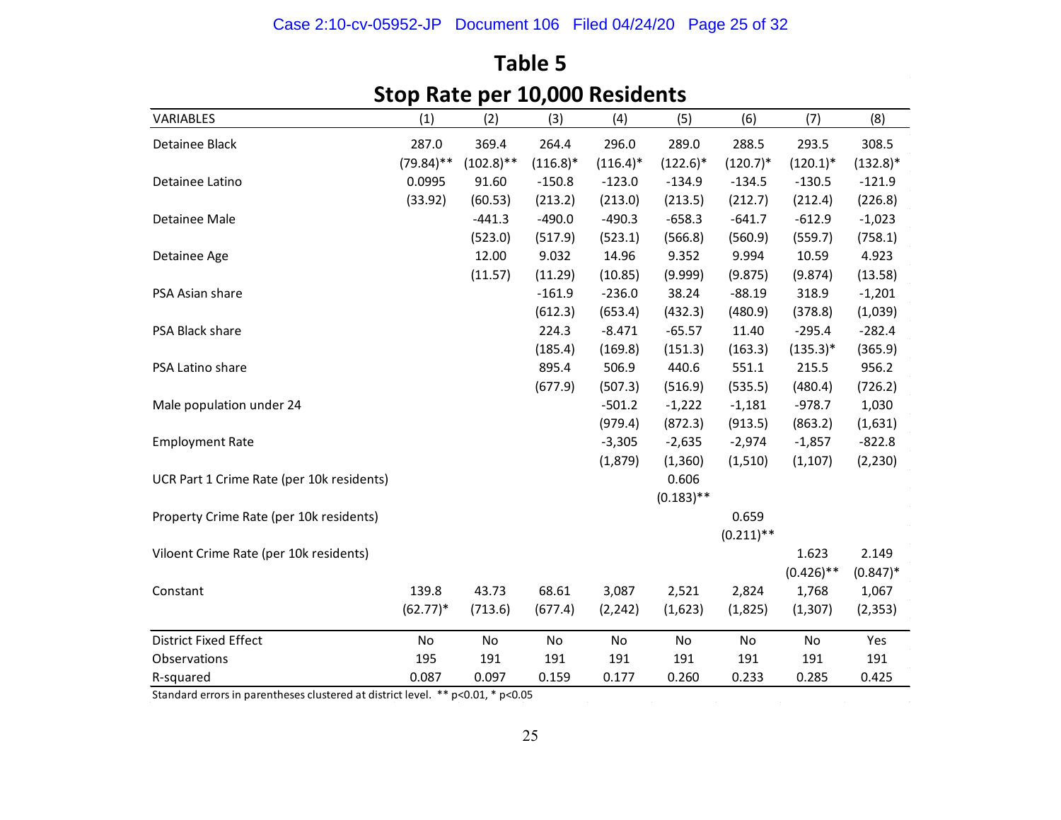# Table 5

## Stop Rate per 10,000 Residents

| VARIABLES | (1) | (2) | (3) | (4) | (5) | (6) | (7) | (8) |
|---|---|---|---|---|---|---|---|---|
| Detainee Black | 287.0 | 369.4 | 264.4 | 296.0 | 289.0 | 288.5 | 293.5 | 308.5 |
| | (79.84)** | (102.8)** | (116.8)* | (116.4)* | (122.6)* | (120.7)* | (120.1)* | (132.8)* |
| Detainee Latino | 0.0995 | 91.60 | -150.8 | -123.0 | -134.9 | -134.5 | -130.5 | -121.9 |
| | (33.92) | (60.53) | (213.2) | (213.0) | (213.5) | (212.7) | (212.4) | (226.8) |
| Detainee Male | | -441.3 | -490.0 | -490.3 | -658.3 | -641.7 | -612.9 | -1,023 |
| | | (523.0) | (517.9) | (523.1) | (566.8) | (560.9) | (559.7) | (758.1) |
| Detainee Age | | 12.00 | 9.032 | 14.96 | 9.352 | 9.994 | 10.59 | 4.923 |
| | | (11.57) | (11.29) | (10.85) | (9.999) | (9.875) | (9.874) | (13.58) |
| PSA Asian share | | | -161.9 | -236.0 | 38.24 | -88.19 | 318.9 | -1,201 |
| | | | (612.3) | (653.4) | (432.3) | (480.9) | (378.8) | (1,039) |
| PSA Black share | | | 224.3 | -8.471 | -65.57 | 11.40 | -295.4 | -282.4 |
| | | | (185.4) | (169.8) | (151.3) | (163.3) | (135.3)* | (365.9) |
| PSA Latino share | | | 895.4 | 506.9 | 440.6 | 551.1 | 215.5 | 956.2 |
| | | | (677.9) | (507.3) | (516.9) | (535.5) | (480.4) | (726.2) |
| Male population under 24 | | | | -501.2 | -1,222 | -1,181 | -978.7 | 1,030 |
| | | | | (979.4) | (872.3) | (913.5) | (863.2) | (1,631) |
| Employment Rate | | | | -3,305 | -2,635 | -2,974 | -1,857 | -822.8 |
| | | | | (1,879) | (1,360) | (1,510) | (1,107) | (2,230) |
| UCR Part 1 Crime Rate (per 10k residents) | | | | | 0.606 | | | |
| | | | | | (0.183)** | | | |
| Property Crime Rate (per 10k residents) | | | | | | 0.659 | | |
| | | | | | | (0.211)** | | |
| Viloent Crime Rate (per 10k residents) | | | | | | | 1.623 | 2.149 |
| | | | | | | | (0.426)** | (0.847)* |
| Constant | 139.8 | 43.73 | 68.61 | 3,087 | 2,521 | 2,824 | 1,768 | 1,067 |
| | (62.77)* | (713.6) | (677.4) | (2,242) | (1,623) | (1,825) | (1,307) | (2,353) |
| District Fixed Effect | No | No | No | No | No | No | No | Yes |
| Observations | 195 | 191 | 191 | 191 | 191 | 191 | 191 | 191 |
| R-squared | 0.087 | 0.097 | 0.159 | 0.177 | 0.260 | 0.233 | 0.285 | 0.425 |

Standard errors in parentheses clustered at district level. ** p<0.01, * p<0.05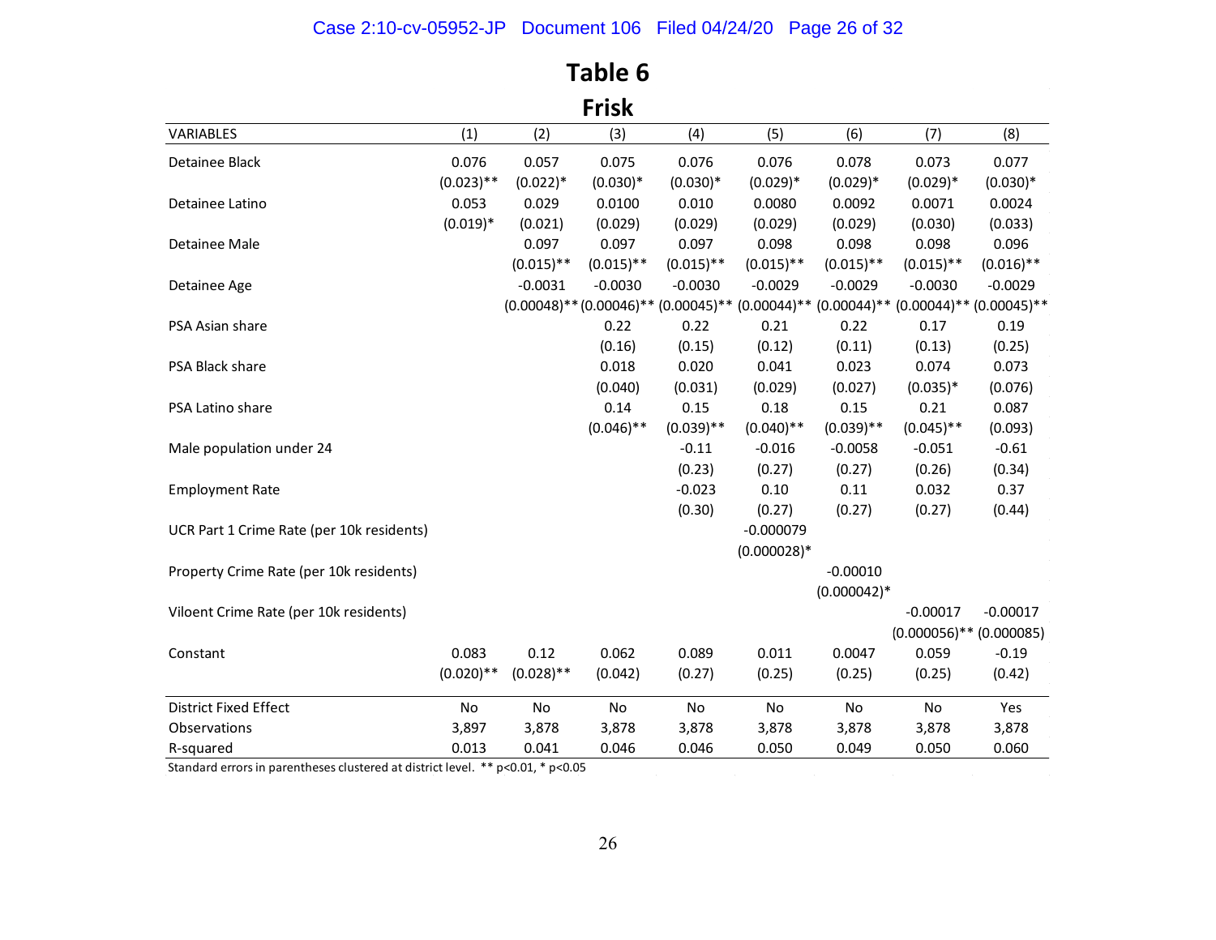# Table 6

## Frisk

| VARIABLES | (1) | (2) | (3) | (4) | (5) | (6) | (7) | (8) |
|---|---|---|---|---|---|---|---|---|
| Detainee Black | 0.076 | 0.057 | 0.075 | 0.076 | 0.076 | 0.078 | 0.073 | 0.077 |
| | (0.023)** | (0.022)* | (0.030)* | (0.030)* | (0.029)* | (0.029)* | (0.029)* | (0.030)* |
| Detainee Latino | 0.053 | 0.029 | 0.0100 | 0.010 | 0.0080 | 0.0092 | 0.0071 | 0.0024 |
| | (0.019)* | (0.021) | (0.029) | (0.029) | (0.029) | (0.029) | (0.030) | (0.033) |
| Detainee Male | | 0.097 | 0.097 | 0.097 | 0.098 | 0.098 | 0.098 | 0.096 |
| | | (0.015)** | (0.015)** | (0.015)** | (0.015)** | (0.015)** | (0.015)** | (0.016)** |
| Detainee Age | | -0.0031 | -0.0030 | -0.0030 | -0.0029 | -0.0029 | -0.0030 | -0.0029 |
| | | (0.00048)** | (0.00046)** | (0.00045)** | (0.00044)** | (0.00044)** | (0.00044)** | (0.00045)** |
| PSA Asian share | | | 0.22 | 0.22 | 0.21 | 0.22 | 0.17 | 0.19 |
| | | | (0.16) | (0.15) | (0.12) | (0.11) | (0.13) | (0.25) |
| PSA Black share | | | 0.018 | 0.020 | 0.041 | 0.023 | 0.074 | 0.073 |
| | | | (0.040) | (0.031) | (0.029) | (0.027) | (0.035)* | (0.076) |
| PSA Latino share | | | 0.14 | 0.15 | 0.18 | 0.15 | 0.21 | 0.087 |
| | | | (0.046)** | (0.039)** | (0.040)** | (0.039)** | (0.045)** | (0.093) |
| Male population under 24 | | | | -0.11 | -0.016 | -0.0058 | -0.051 | -0.61 |
| | | | | (0.23) | (0.27) | (0.27) | (0.26) | (0.34) |
| Employment Rate | | | | -0.023 | 0.10 | 0.11 | 0.032 | 0.37 |
| | | | | (0.30) | (0.27) | (0.27) | (0.27) | (0.44) |
| UCR Part 1 Crime Rate (per 10k residents) | | | | | -0.000079 | | | |
| | | | | | (0.000028)* | | | |
| Property Crime Rate (per 10k residents) | | | | | | -0.00010 | | |
| | | | | | | (0.000042)* | | |
| Viloent Crime Rate (per 10k residents) | | | | | | | -0.00017 | -0.00017 |
| | | | | | | | (0.000056)** | (0.000085) |
| Constant | 0.083 | 0.12 | 0.062 | 0.089 | 0.011 | 0.0047 | 0.059 | -0.19 |
| | (0.020)** | (0.028)** | (0.042) | (0.27) | (0.25) | (0.25) | (0.25) | (0.42) |
| District Fixed Effect | No | No | No | No | No | No | No | Yes |
| Observations | 3,897 | 3,878 | 3,878 | 3,878 | 3,878 | 3,878 | 3,878 | 3,878 |
| R-squared | 0.013 | 0.041 | 0.046 | 0.046 | 0.050 | 0.049 | 0.050 | 0.060 |

Standard errors in parentheses clustered at district level. ** p<0.01, * p<0.05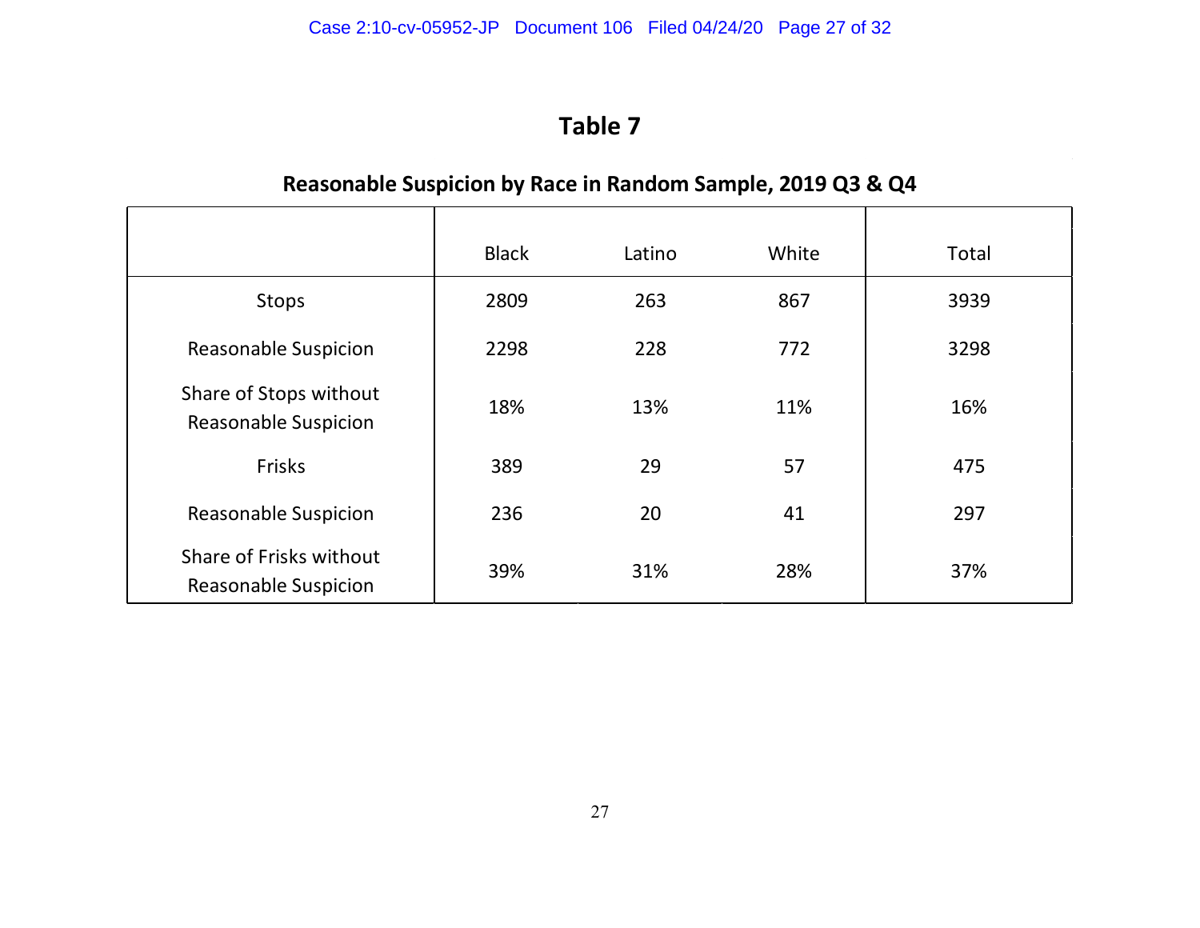# Table 7

## Reasonable Suspicion by Race in Random Sample, 2019 Q3 & Q4

| | Black | Latino | White | Total |
|---|---|---|---|---|
| Stops | 2809 | 263 | 867 | 3939 |
| Reasonable Suspicion | 2298 | 228 | 772 | 3298 |
| Share of Stops without Reasonable Suspicion | 18% | 13% | 11% | 16% |
| Frisks | 389 | 29 | 57 | 475 |
| Reasonable Suspicion | 236 | 20 | 41 | 297 |
| Share of Frisks without Reasonable Suspicion | 39% | 31% | 28% | 37% |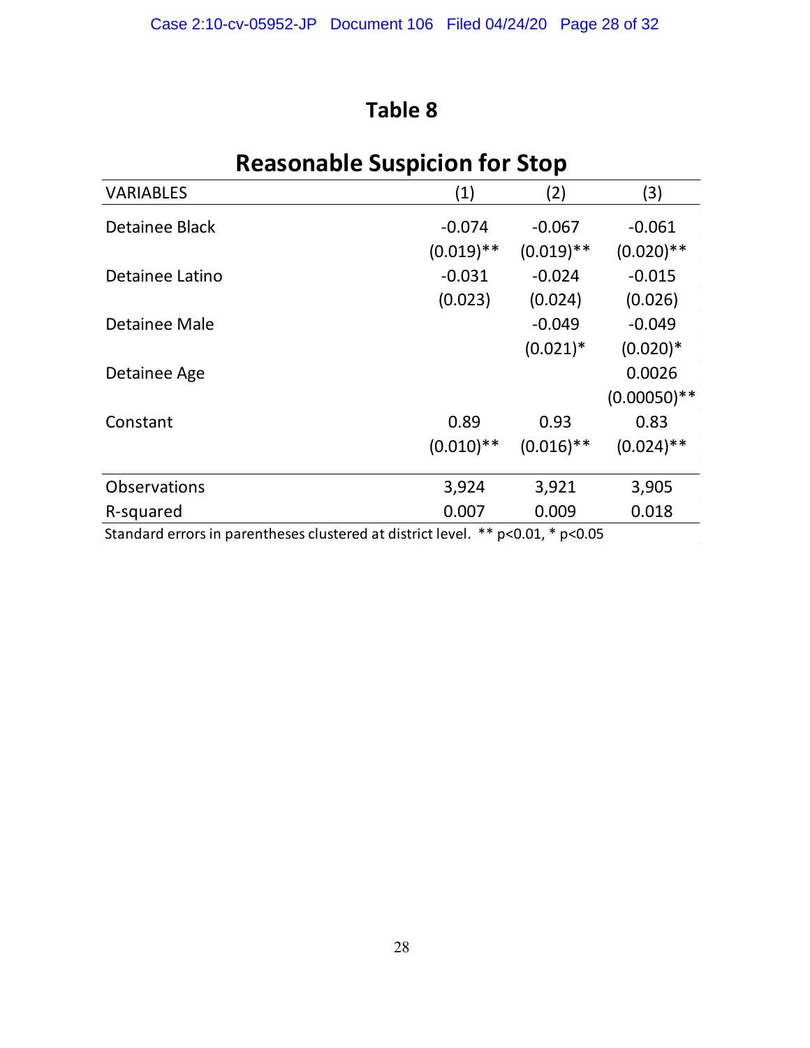# Table 8

## Reasonable Suspicion for Stop

| VARIABLES | (1) | (2) | (3) |
|---|---|---|---|
| Detainee Black | -0.074 | -0.067 | -0.061 |
| | (0.019)** | (0.019)** | (0.020)** |
| Detainee Latino | -0.031 | -0.024 | -0.015 |
| | (0.023) | (0.024) | (0.026) |
| Detainee Male | | -0.049 | -0.049 |
| | | (0.021)* | (0.020)* |
| Detainee Age | | | 0.0026 |
| | | | (0.00050)** |
| Constant | 0.89 | 0.93 | 0.83 |
| | (0.010)** | (0.016)** | (0.024)** |
| Observations | 3,924 | 3,921 | 3,905 |
| R-squared | 0.007 | 0.009 | 0.018 |

Standard errors in parentheses clustered at district level. ** p<0.01, * p<0.05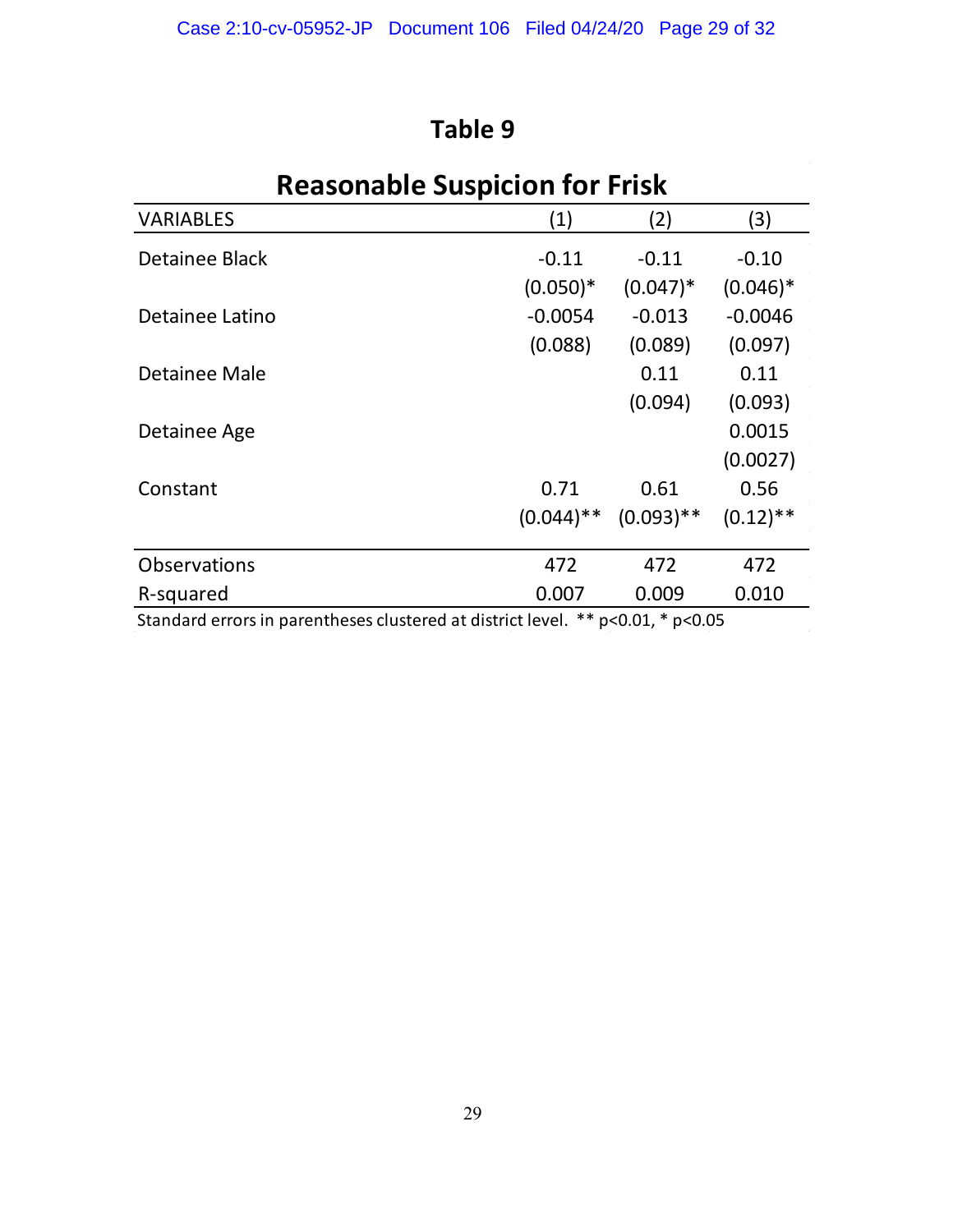# Table 9

## Reasonable Suspicion for Frisk

| VARIABLES | (1) | (2) | (3) |
|---|---|---|---|
| Detainee Black | -0.11 | -0.11 | -0.10 |
| | (0.050)* | (0.047)* | (0.046)* |
| Detainee Latino | -0.0054 | -0.013 | -0.0046 |
| | (0.088) | (0.089) | (0.097) |
| Detainee Male | | 0.11 | 0.11 |
| | | (0.094) | (0.093) |
| Detainee Age | | | 0.0015 |
| | | | (0.0027) |
| Constant | 0.71 | 0.61 | 0.56 |
| | (0.044)** | (0.093)** | (0.12)** |
| Observations | 472 | 472 | 472 |
| R-squared | 0.007 | 0.009 | 0.010 |

Standard errors in parentheses clustered at district level. ** p<0.01, * p<0.05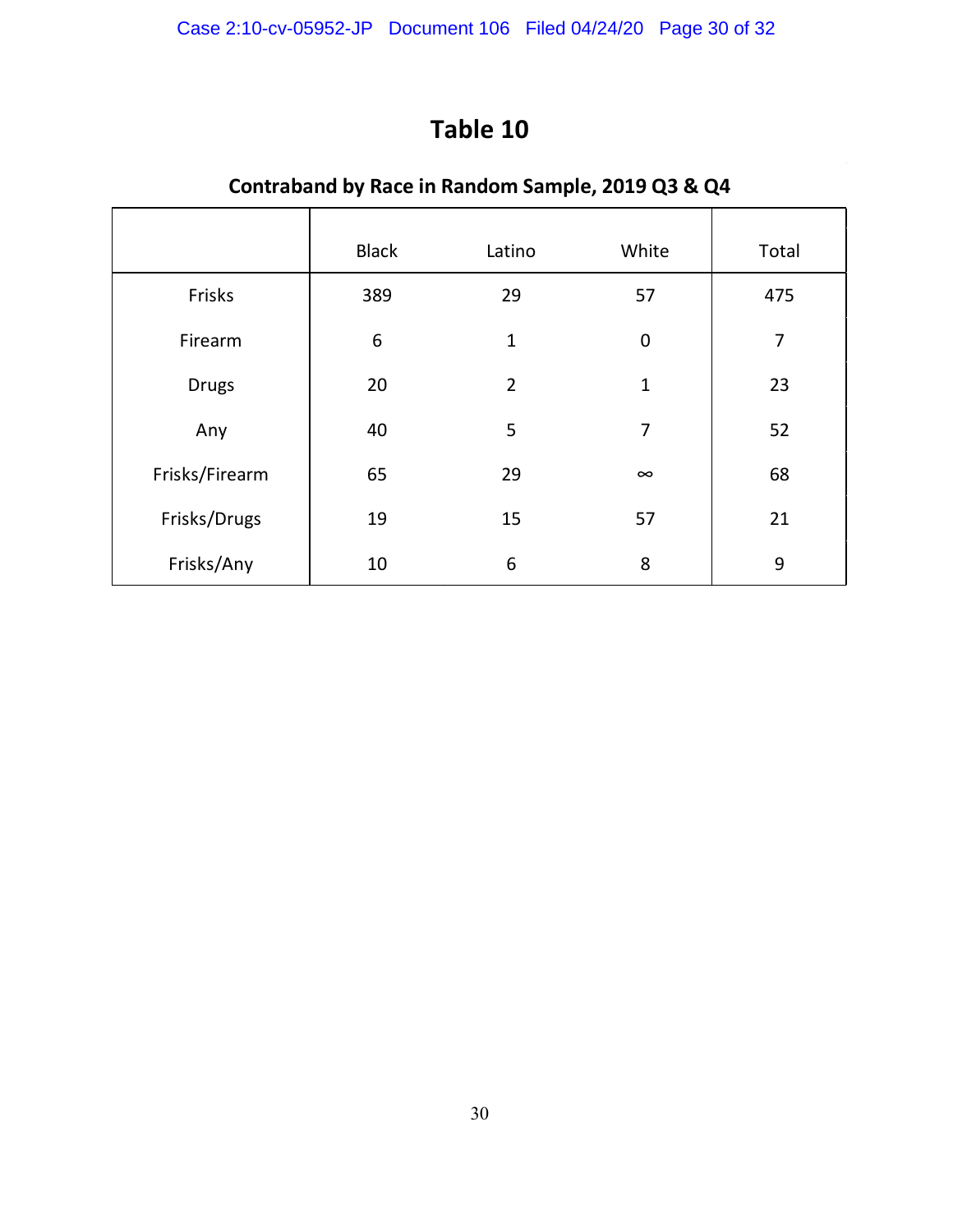# Table 10

## Contraband by Race in Random Sample, 2019 Q3 & Q4

|  | Black | Latino | White | Total |
|---|---|---|---|---|
| Frisks | 389 | 29 | 57 | 475 |
| Firearm | 6 | 1 | 0 | 7 |
| Drugs | 20 | 2 | 1 | 23 |
| Any | 40 | 5 | 7 | 52 |
| Frisks/Firearm | 65 | 29 | ∞ | 68 |
| Frisks/Drugs | 19 | 15 | 57 | 21 |
| Frisks/Any | 10 | 6 | 8 | 9 |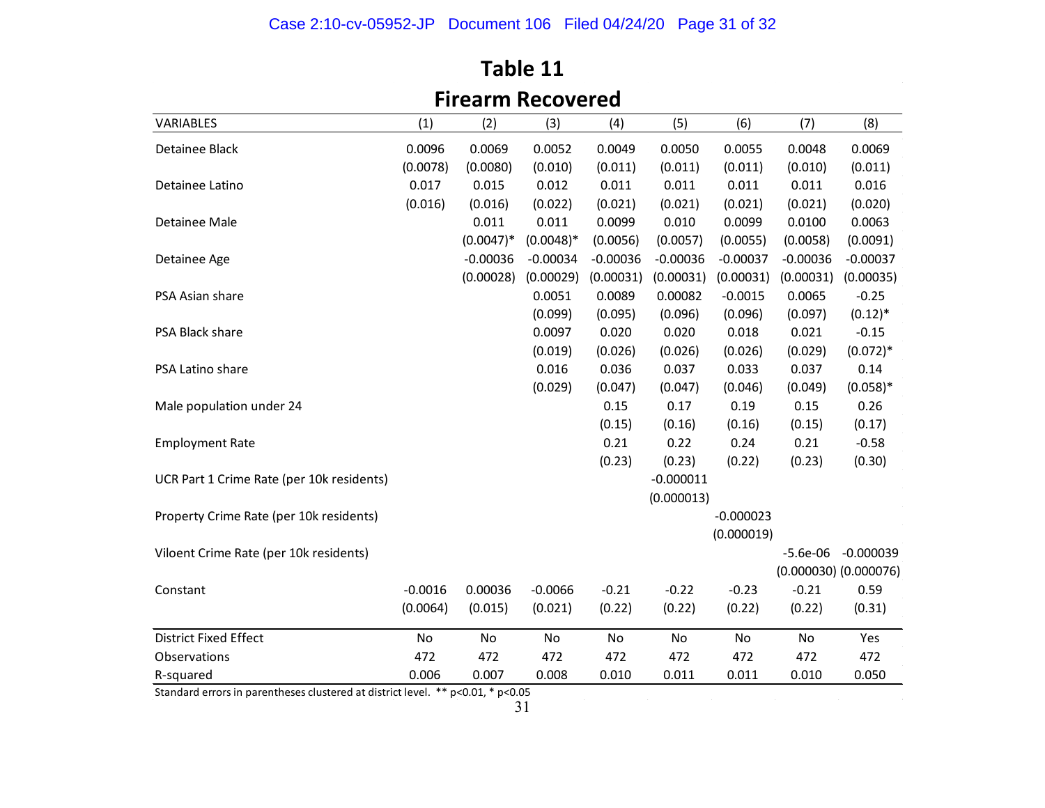# Table 11

## Firearm Recovered

| VARIABLES | (1) | (2) | (3) | (4) | (5) | (6) | (7) | (8) |
|---|---|---|---|---|---|---|---|---|
| Detainee Black | 0.0096 | 0.0069 | 0.0052 | 0.0049 | 0.0050 | 0.0055 | 0.0048 | 0.0069 |
| | (0.0078) | (0.0080) | (0.010) | (0.011) | (0.011) | (0.011) | (0.010) | (0.011) |
| Detainee Latino | 0.017 | 0.015 | 0.012 | 0.011 | 0.011 | 0.011 | 0.011 | 0.016 |
| | (0.016) | (0.016) | (0.022) | (0.021) | (0.021) | (0.021) | (0.021) | (0.020) |
| Detainee Male | | 0.011 | 0.011 | 0.0099 | 0.010 | 0.0099 | 0.0100 | 0.0063 |
| | | (0.0047)* | (0.0048)* | (0.0056) | (0.0057) | (0.0055) | (0.0058) | (0.0091) |
| Detainee Age | | -0.00036 | -0.00034 | -0.00036 | -0.00036 | -0.00037 | -0.00036 | -0.00037 |
| | | (0.00028) | (0.00029) | (0.00031) | (0.00031) | (0.00031) | (0.00031) | (0.00035) |
| PSA Asian share | | | 0.0051 | 0.0089 | 0.00082 | -0.0015 | 0.0065 | -0.25 |
| | | | (0.099) | (0.095) | (0.096) | (0.096) | (0.097) | (0.12)* |
| PSA Black share | | | 0.0097 | 0.020 | 0.020 | 0.018 | 0.021 | -0.15 |
| | | | (0.019) | (0.026) | (0.026) | (0.026) | (0.029) | (0.072)* |
| PSA Latino share | | | 0.016 | 0.036 | 0.037 | 0.033 | 0.037 | 0.14 |
| | | | (0.029) | (0.047) | (0.047) | (0.046) | (0.049) | (0.058)* |
| Male population under 24 | | | | 0.15 | 0.17 | 0.19 | 0.15 | 0.26 |
| | | | | (0.15) | (0.16) | (0.16) | (0.15) | (0.17) |
| Employment Rate | | | | 0.21 | 0.22 | 0.24 | 0.21 | -0.58 |
| | | | | (0.23) | (0.23) | (0.22) | (0.23) | (0.30) |
| UCR Part 1 Crime Rate (per 10k residents) | | | | | -0.000011 | | | |
| | | | | | (0.000013) | | | |
| Property Crime Rate (per 10k residents) | | | | | | -0.000023 | | |
| | | | | | | (0.000019) | | |
| Viloent Crime Rate (per 10k residents) | | | | | | | -5.6e-06 | -0.000039 |
| | | | | | | | (0.000030) | (0.000076) |
| Constant | -0.0016 | 0.00036 | -0.0066 | -0.21 | -0.22 | -0.23 | -0.21 | 0.59 |
| | (0.0064) | (0.015) | (0.021) | (0.22) | (0.22) | (0.22) | (0.22) | (0.31) |
| District Fixed Effect | No | No | No | No | No | No | No | Yes |
| Observations | 472 | 472 | 472 | 472 | 472 | 472 | 472 | 472 |
| R-squared | 0.006 | 0.007 | 0.008 | 0.010 | 0.011 | 0.011 | 0.010 | 0.050 |

Standard errors in parentheses clustered at district level. ** $p<0.01$, * $p<0.05$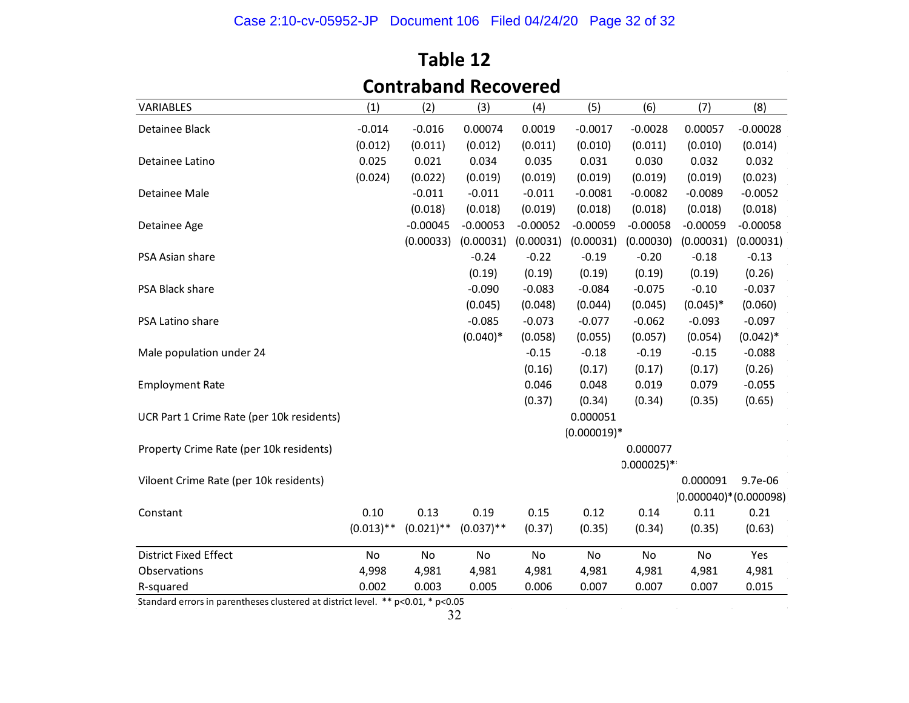# Table 12

## Contraband Recovered

| VARIABLES | (1) | (2) | (3) | (4) | (5) | (6) | (7) | (8) |
|---|---|---|---|---|---|---|---|---|
| Detainee Black | -0.014 | -0.016 | 0.00074 | 0.0019 | -0.0017 | -0.0028 | 0.00057 | -0.00028 |
| | (0.012) | (0.011) | (0.012) | (0.011) | (0.010) | (0.011) | (0.010) | (0.014) |
| Detainee Latino | 0.025 | 0.021 | 0.034 | 0.035 | 0.031 | 0.030 | 0.032 | 0.032 |
| | (0.024) | (0.022) | (0.019) | (0.019) | (0.019) | (0.019) | (0.019) | (0.023) |
| Detainee Male | | -0.011 | -0.011 | -0.011 | -0.0081 | -0.0082 | -0.0089 | -0.0052 |
| | | (0.018) | (0.018) | (0.019) | (0.018) | (0.018) | (0.018) | (0.018) |
| Detainee Age | | -0.00045 | -0.00053 | -0.00052 | -0.00059 | -0.00058 | -0.00059 | -0.00058 |
| | | (0.00033) | (0.00031) | (0.00031) | (0.00031) | (0.00030) | (0.00031) | (0.00031) |
| PSA Asian share | | | -0.24 | -0.22 | -0.19 | -0.20 | -0.18 | -0.13 |
| | | | (0.19) | (0.19) | (0.19) | (0.19) | (0.19) | (0.26) |
| PSA Black share | | | -0.090 | -0.083 | -0.084 | -0.075 | -0.10 | -0.037 |
| | | | (0.045) | (0.048) | (0.044) | (0.045) | (0.045)* | (0.060) |
| PSA Latino share | | | -0.085 | -0.073 | -0.077 | -0.062 | -0.093 | -0.097 |
| | | | (0.040)* | (0.058) | (0.055) | (0.057) | (0.054) | (0.042)* |
| Male population under 24 | | | | -0.15 | -0.18 | -0.19 | -0.15 | -0.088 |
| | | | | (0.16) | (0.17) | (0.17) | (0.17) | (0.26) |
| Employment Rate | | | | 0.046 | 0.048 | 0.019 | 0.079 | -0.055 |
| | | | | (0.37) | (0.34) | (0.34) | (0.35) | (0.65) |
| UCR Part 1 Crime Rate (per 10k residents) | | | | | 0.000051 | | | |
| | | | | | (0.000019)* | | | |
| Property Crime Rate (per 10k residents) | | | | | | 0.000077 | | |
| | | | | | | (0.000025)** | | |
| Viloent Crime Rate (per 10k residents) | | | | | | | 0.000091 | 9.7e-06 |
| | | | | | | | (0.000040)* | (0.000098) |
| Constant | 0.10 | 0.13 | 0.19 | 0.15 | 0.12 | 0.14 | 0.11 | 0.21 |
| | (0.013)** | (0.021)** | (0.037)** | (0.37) | (0.35) | (0.34) | (0.35) | (0.63) |
| District Fixed Effect | No | No | No | No | No | No | No | Yes |
| Observations | 4,998 | 4,981 | 4,981 | 4,981 | 4,981 | 4,981 | 4,981 | 4,981 |
| R-squared | 0.002 | 0.003 | 0.005 | 0.006 | 0.007 | 0.007 | 0.007 | 0.015 |

Standard errors in parentheses clustered at district level. ** p<0.01, * p<0.05